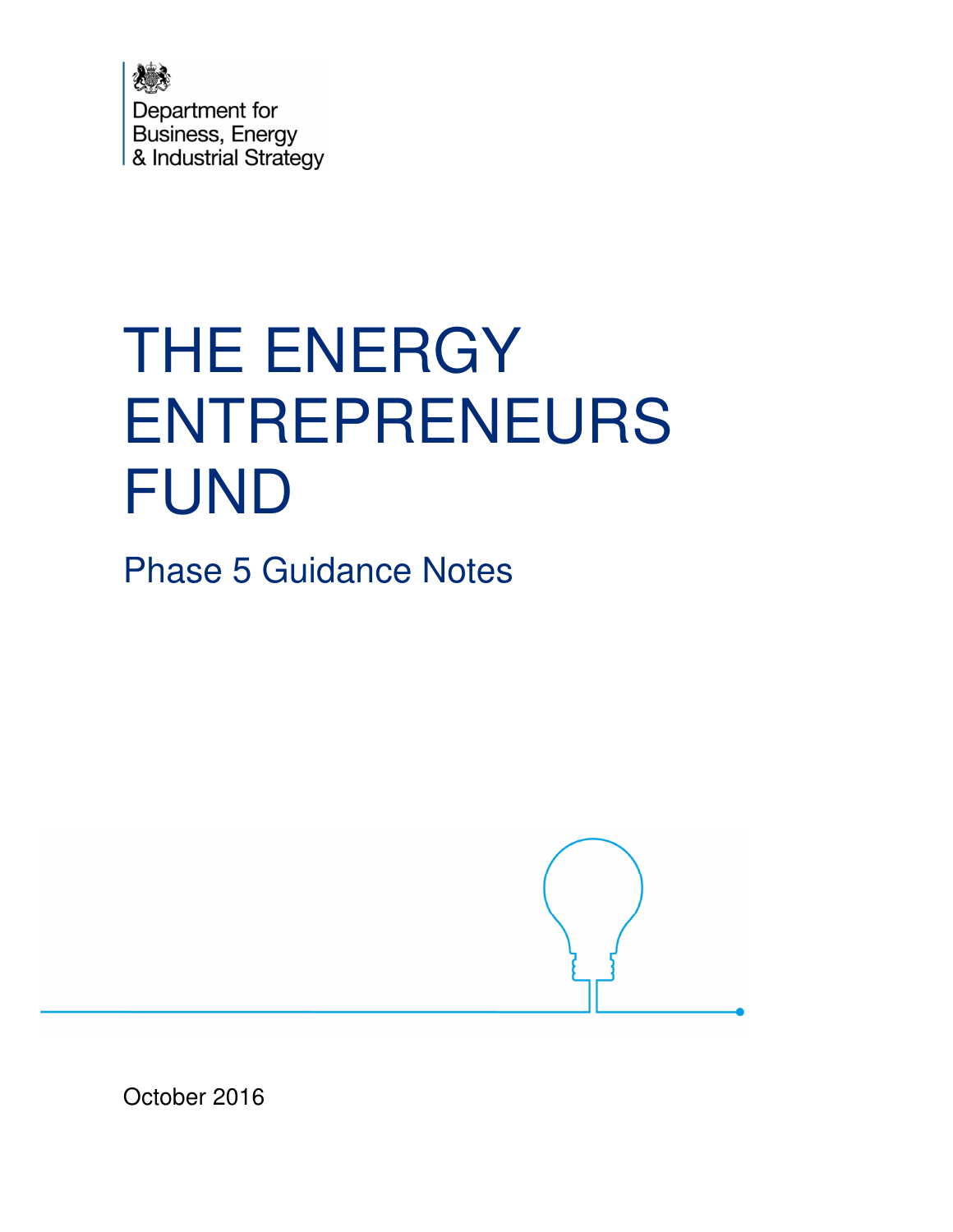Department for Business, Energy & Industrial Strategy

# THE ENERGY ENTREPRENEURS FUND

## Phase 5 Guidance Notes

October 2016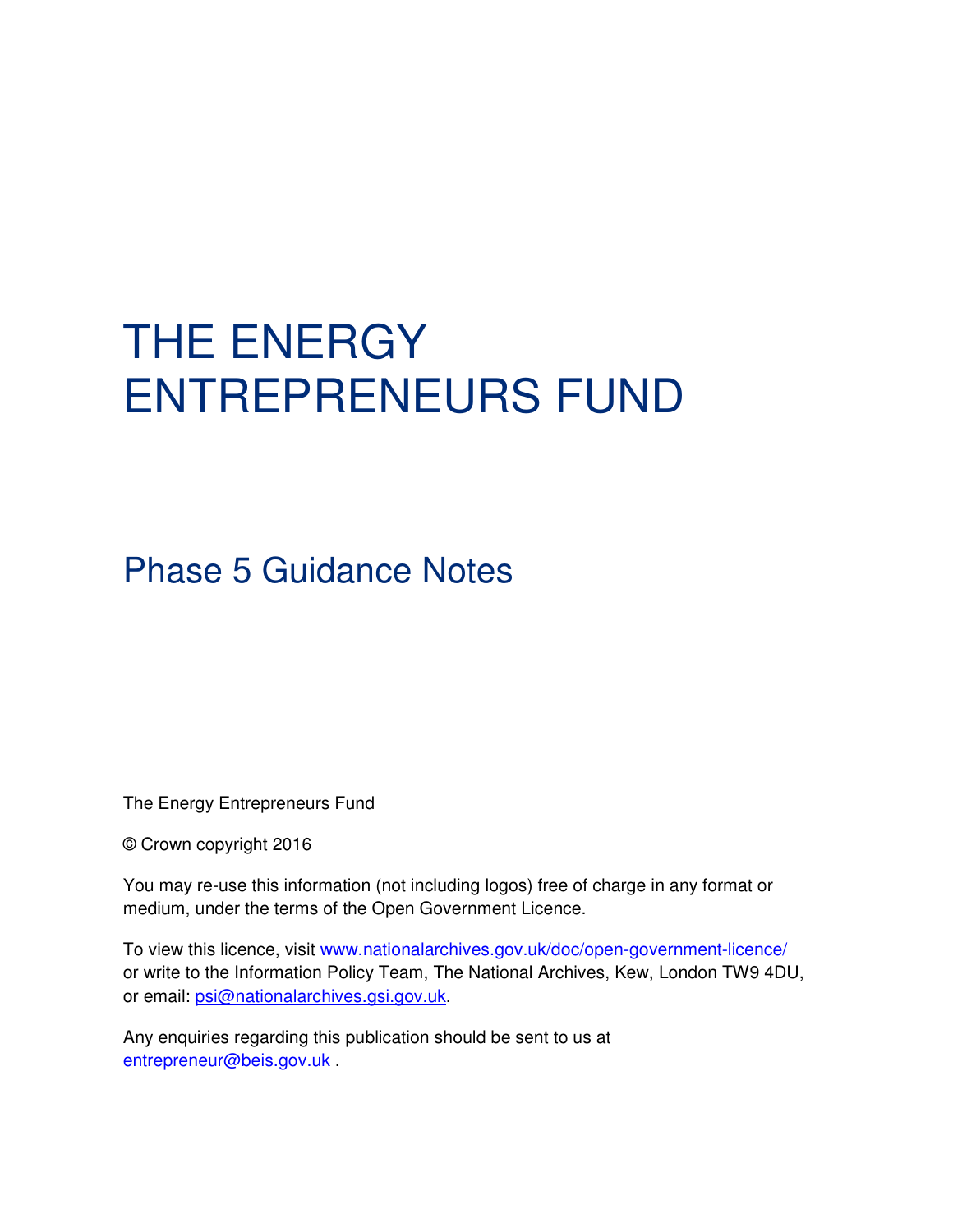# THE ENERGY ENTREPRENEURS FUND

## Phase 5 Guidance Notes

The Energy Entrepreneurs Fund

© Crown copyright 2016

You may re-use this information (not including logos) free of charge in any format or medium, under the terms of the Open Government Licence.

To view this licence, visit www.nationalarchives.gov.uk/doc/open-government-licence/ or write to the Information Policy Team, The National Archives, Kew, London TW9 4DU, or email: psi@nationalarchives.gsi.gov.uk.

Any enquiries regarding this publication should be sent to us at entrepreneur@beis.gov.uk .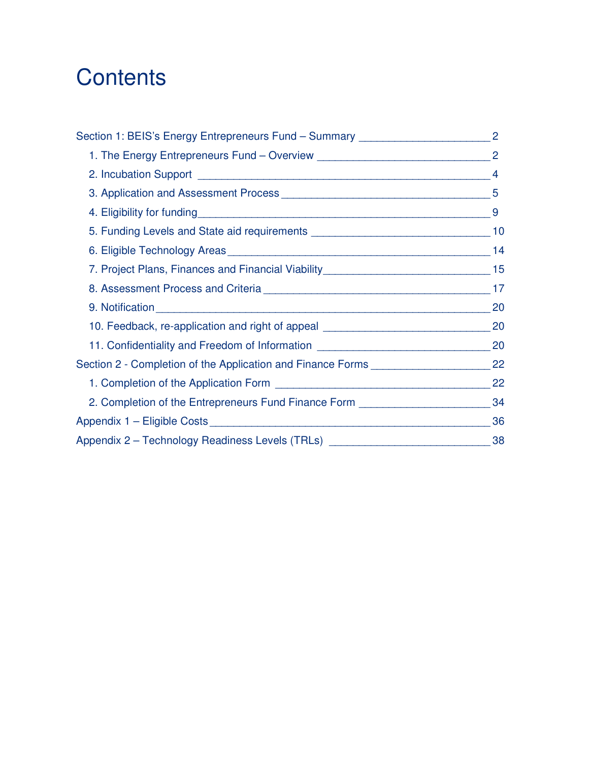# Contents

Section 1: BEIS's Energy Entrepreneurs Fund – Summary ______________________ 2

- 1. The Energy Entrepreneurs Fund – Overview ____________________________ 2
- 2. Incubation Support ______________________________________________ 4
- 3. Application and Assessment Process __________________________________ 5
- 4. Eligibility for funding______________________________________________ 9
- 5. Funding Levels and State aid requirements ______________________________ 10
- 6. Eligible Technology Areas___________________________________________ 14
- 7. Project Plans, Finances and Financial Viability____________________________ 15
- 8. Assessment Process and Criteria _____________________________________ 17
- 9. Notification_____________________________________________________ 20
- 10. Feedback, re-application and right of appeal ____________________________ 20
- 11. Confidentiality and Freedom of Information _____________________________ 20

Section 2 - Completion of the Application and Finance Forms ____________________ 22

- 1. Completion of the Application Form ___________________________________ 22
- 2. Completion of the Entrepreneurs Fund Finance Form _____________________ 34

Appendix 1 – Eligible Costs______________________________________________ 36

Appendix 2 – Technology Readiness Levels (TRLs) ___________________________ 38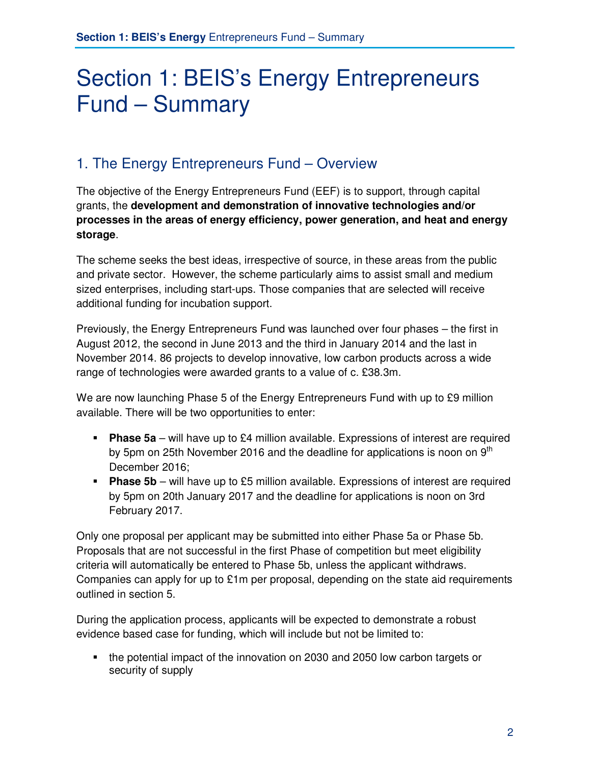# Section 1: BEIS's Energy Entrepreneurs Fund – Summary

## 1. The Energy Entrepreneurs Fund – Overview

The objective of the Energy Entrepreneurs Fund (EEF) is to support, through capital grants, the **development and demonstration of innovative technologies and/or processes in the areas of energy efficiency, power generation, and heat and energy storage**.

The scheme seeks the best ideas, irrespective of source, in these areas from the public and private sector. However, the scheme particularly aims to assist small and medium sized enterprises, including start-ups. Those companies that are selected will receive additional funding for incubation support.

Previously, the Energy Entrepreneurs Fund was launched over four phases – the first in August 2012, the second in June 2013 and the third in January 2014 and the last in November 2014. 86 projects to develop innovative, low carbon products across a wide range of technologies were awarded grants to a value of c. £38.3m.

We are now launching Phase 5 of the Energy Entrepreneurs Fund with up to £9 million available. There will be two opportunities to enter:

- **Phase 5a** – will have up to £4 million available. Expressions of interest are required by 5pm on 25th November 2016 and the deadline for applications is noon on 9th December 2016;
- **Phase 5b** – will have up to £5 million available. Expressions of interest are required by 5pm on 20th January 2017 and the deadline for applications is noon on 3rd February 2017.

Only one proposal per applicant may be submitted into either Phase 5a or Phase 5b. Proposals that are not successful in the first Phase of competition but meet eligibility criteria will automatically be entered to Phase 5b, unless the applicant withdraws. Companies can apply for up to £1m per proposal, depending on the state aid requirements outlined in section 5.

During the application process, applicants will be expected to demonstrate a robust evidence based case for funding, which will include but not be limited to:

- the potential impact of the innovation on 2030 and 2050 low carbon targets or security of supply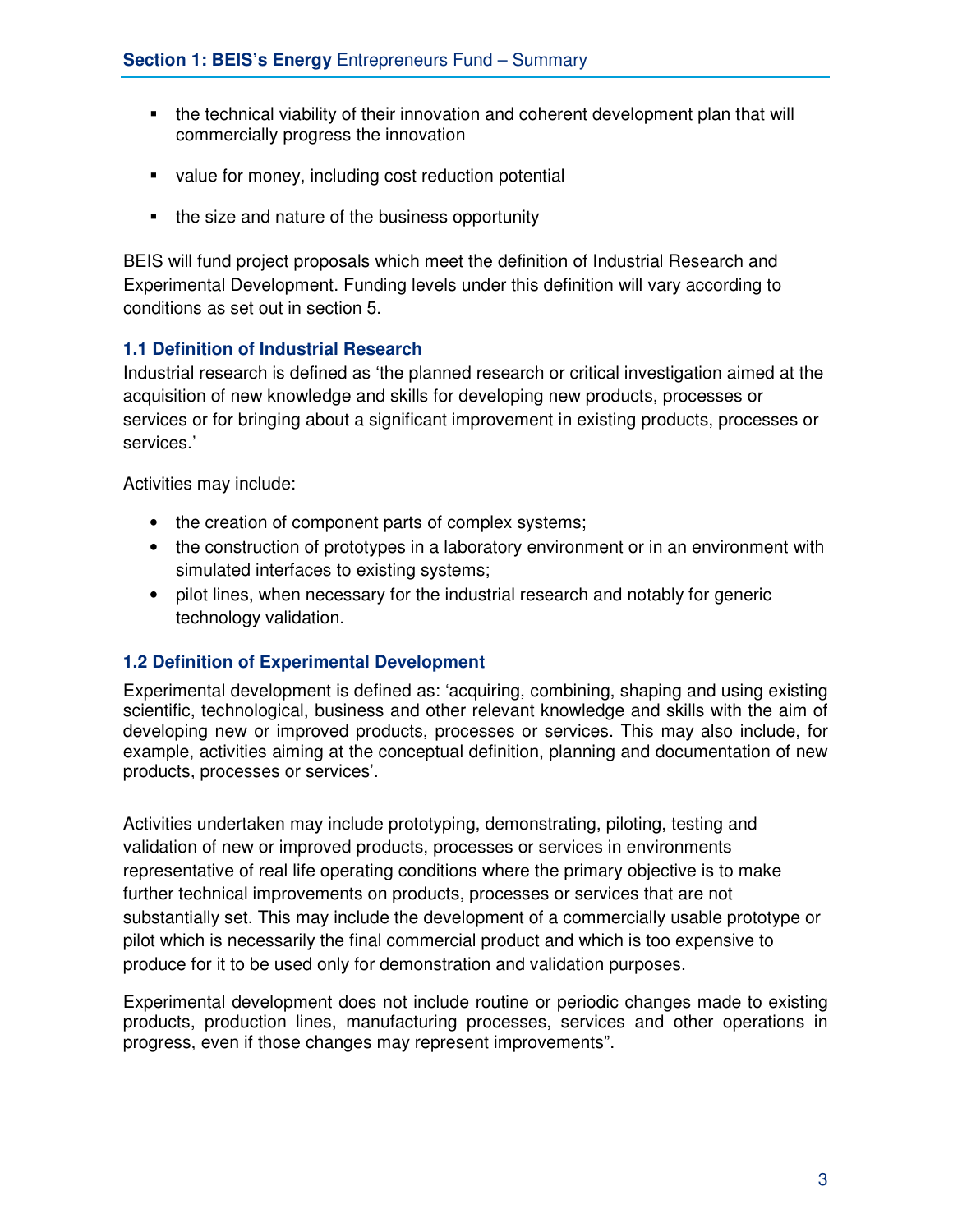- the technical viability of their innovation and coherent development plan that will commercially progress the innovation
- value for money, including cost reduction potential
- the size and nature of the business opportunity

BEIS will fund project proposals which meet the definition of Industrial Research and Experimental Development. Funding levels under this definition will vary according to conditions as set out in section 5.

### 1.1 Definition of Industrial Research

Industrial research is defined as 'the planned research or critical investigation aimed at the acquisition of new knowledge and skills for developing new products, processes or services or for bringing about a significant improvement in existing products, processes or services.'

Activities may include:

- the creation of component parts of complex systems;
- the construction of prototypes in a laboratory environment or in an environment with simulated interfaces to existing systems;
- pilot lines, when necessary for the industrial research and notably for generic technology validation.

### 1.2 Definition of Experimental Development

Experimental development is defined as: 'acquiring, combining, shaping and using existing scientific, technological, business and other relevant knowledge and skills with the aim of developing new or improved products, processes or services. This may also include, for example, activities aiming at the conceptual definition, planning and documentation of new products, processes or services'.

Activities undertaken may include prototyping, demonstrating, piloting, testing and validation of new or improved products, processes or services in environments representative of real life operating conditions where the primary objective is to make further technical improvements on products, processes or services that are not substantially set. This may include the development of a commercially usable prototype or pilot which is necessarily the final commercial product and which is too expensive to produce for it to be used only for demonstration and validation purposes.

Experimental development does not include routine or periodic changes made to existing products, production lines, manufacturing processes, services and other operations in progress, even if those changes may represent improvements".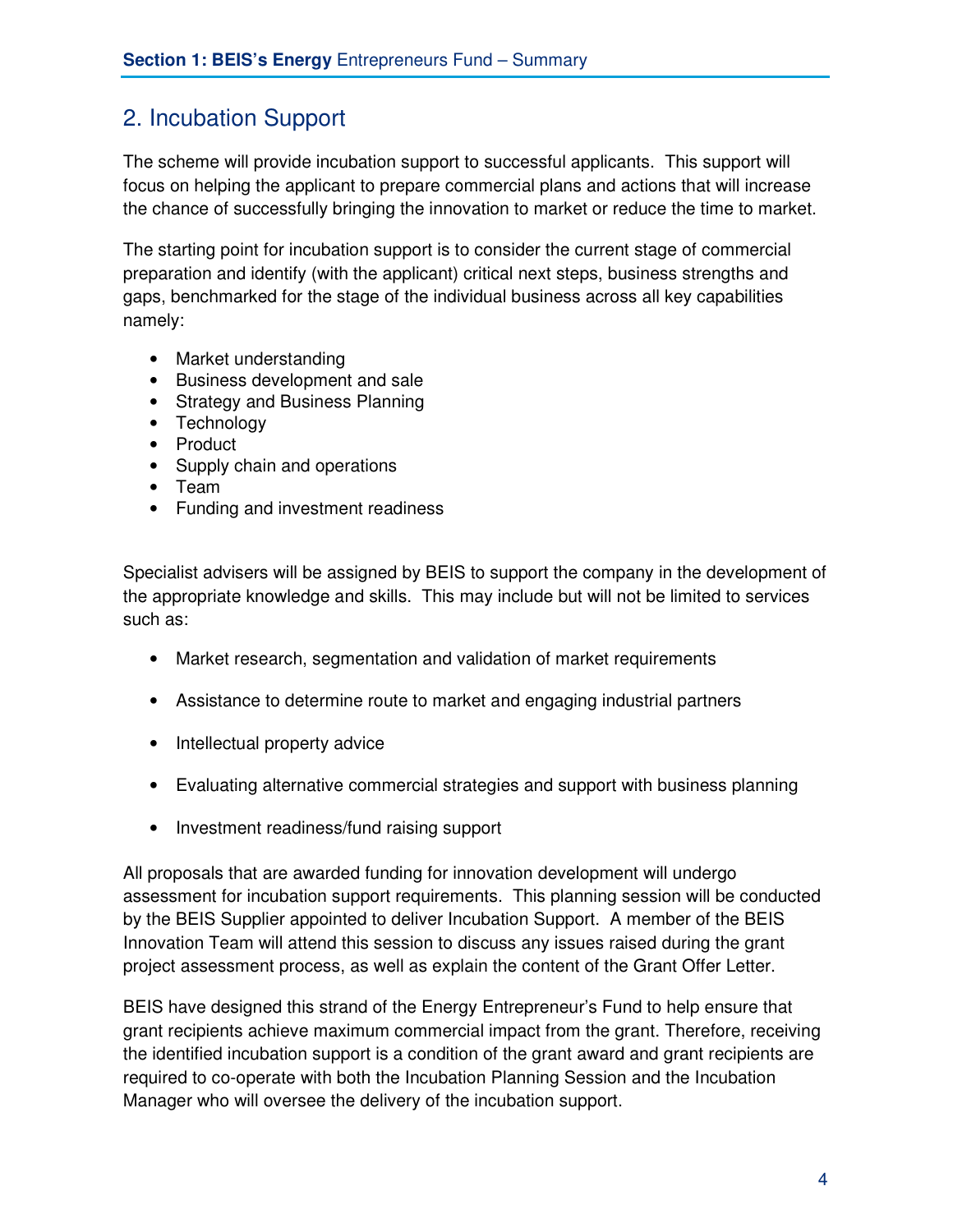## 2. Incubation Support

The scheme will provide incubation support to successful applicants. This support will focus on helping the applicant to prepare commercial plans and actions that will increase the chance of successfully bringing the innovation to market or reduce the time to market.

The starting point for incubation support is to consider the current stage of commercial preparation and identify (with the applicant) critical next steps, business strengths and gaps, benchmarked for the stage of the individual business across all key capabilities namely:

- Market understanding
- Business development and sale
- Strategy and Business Planning
- Technology
- Product
- Supply chain and operations
- Team
- Funding and investment readiness

Specialist advisers will be assigned by BEIS to support the company in the development of the appropriate knowledge and skills. This may include but will not be limited to services such as:

- Market research, segmentation and validation of market requirements
- Assistance to determine route to market and engaging industrial partners
- Intellectual property advice
- Evaluating alternative commercial strategies and support with business planning
- Investment readiness/fund raising support

All proposals that are awarded funding for innovation development will undergo assessment for incubation support requirements. This planning session will be conducted by the BEIS Supplier appointed to deliver Incubation Support. A member of the BEIS Innovation Team will attend this session to discuss any issues raised during the grant project assessment process, as well as explain the content of the Grant Offer Letter.

BEIS have designed this strand of the Energy Entrepreneur's Fund to help ensure that grant recipients achieve maximum commercial impact from the grant. Therefore, receiving the identified incubation support is a condition of the grant award and grant recipients are required to co-operate with both the Incubation Planning Session and the Incubation Manager who will oversee the delivery of the incubation support.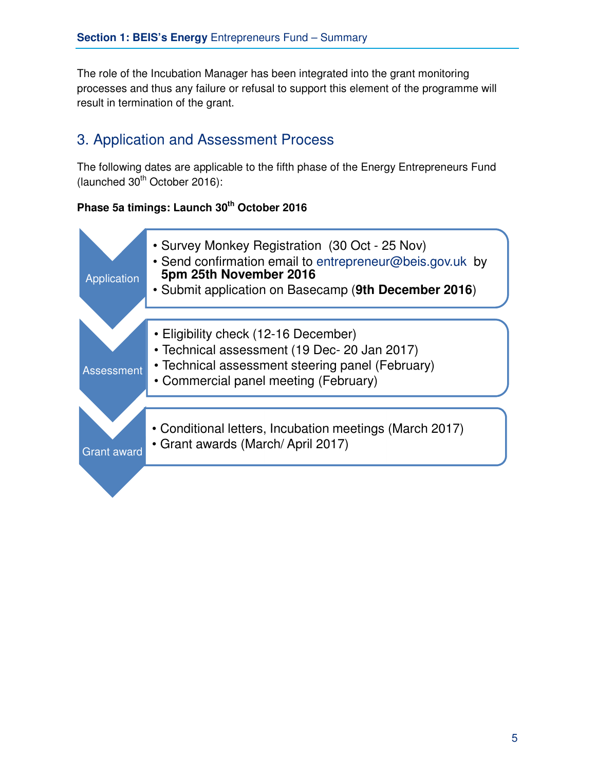The role of the Incubation Manager has been integrated into the grant monitoring processes and thus any failure or refusal to support this element of the programme will result in termination of the grant.

## 3. Application and Assessment Process

The following dates are applicable to the fifth phase of the Energy Entrepreneurs Fund (launched 30th October 2016):

**Phase 5a timings: Launch 30th October 2016**

**Application**

- Survey Monkey Registration (30 Oct - 25 Nov)
- Send confirmation email to entrepreneur@beis.gov.uk by **5pm 25th November 2016**
- Submit application on Basecamp (**9th December 2016**)

**Assessment**

- Eligibility check (12-16 December)
- Technical assessment (19 Dec- 20 Jan 2017)
- Technical assessment steering panel (February)
- Commercial panel meeting (February)

**Grant award**

- Conditional letters, Incubation meetings (March 2017)
- Grant awards (March/ April 2017)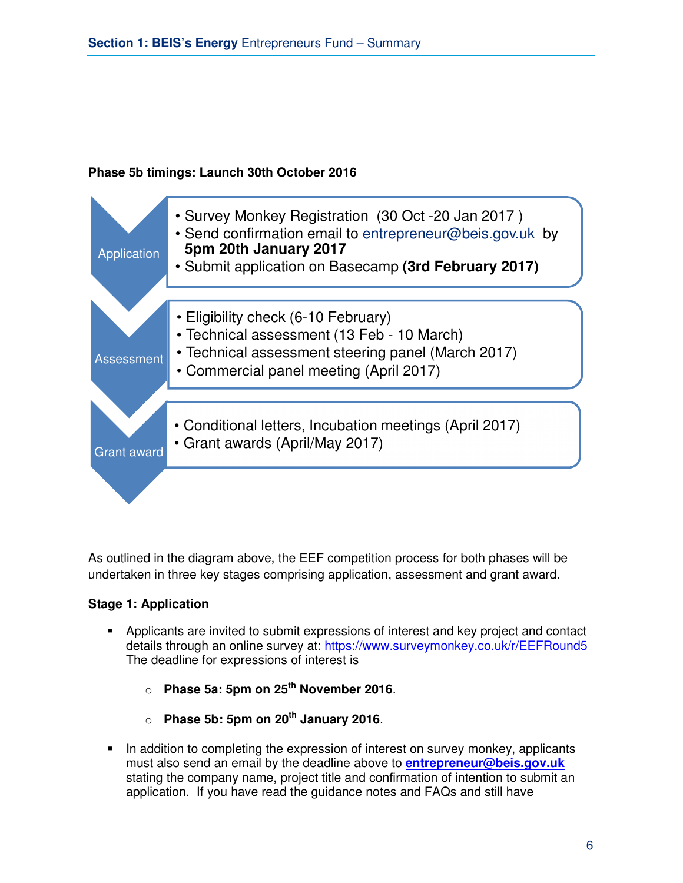**Phase 5b timings: Launch 30th October 2016**

**Application**

- Survey Monkey Registration (30 Oct -20 Jan 2017 )
- Send confirmation email to entrepreneur@beis.gov.uk by **5pm 20th January 2017**
- Submit application on Basecamp **(3rd February 2017)**

**Assessment**

- Eligibility check (6-10 February)
- Technical assessment (13 Feb - 10 March)
- Technical assessment steering panel (March 2017)
- Commercial panel meeting (April 2017)

**Grant award**

- Conditional letters, Incubation meetings (April 2017)
- Grant awards (April/May 2017)

As outlined in the diagram above, the EEF competition process for both phases will be undertaken in three key stages comprising application, assessment and grant award.

**Stage 1: Application**

- Applicants are invited to submit expressions of interest and key project and contact details through an online survey at: https://www.surveymonkey.co.uk/r/EEFRound5 The deadline for expressions of interest is
  - **Phase 5a: 5pm on 25th November 2016**.
  - **Phase 5b: 5pm on 20th January 2016**.
- In addition to completing the expression of interest on survey monkey, applicants must also send an email by the deadline above to **entrepreneur@beis.gov.uk** stating the company name, project title and confirmation of intention to submit an application. If you have read the guidance notes and FAQs and still have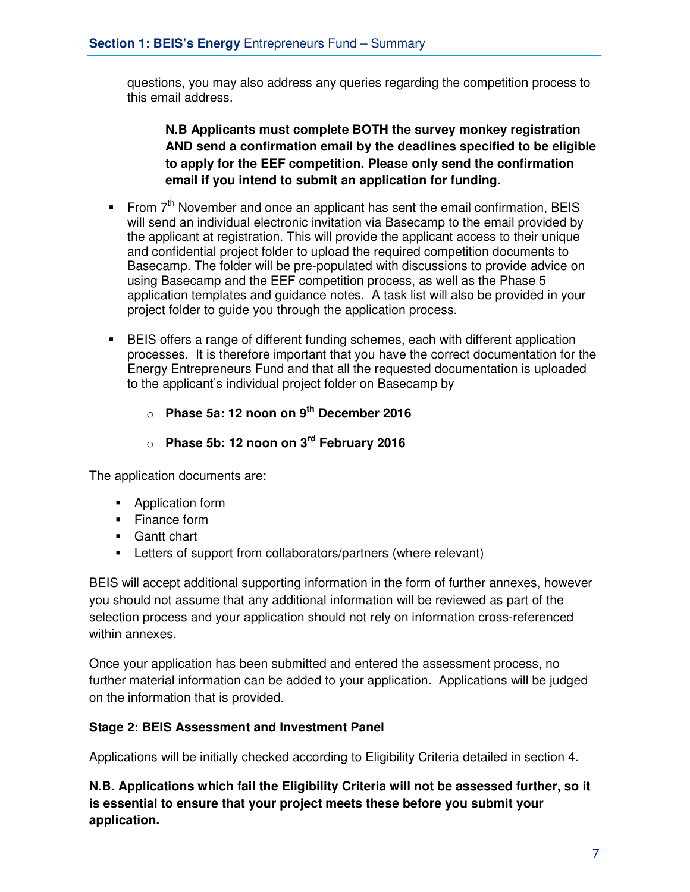questions, you may also address any queries regarding the competition process to this email address.

> **N.B Applicants must complete BOTH the survey monkey registration AND send a confirmation email by the deadlines specified to be eligible to apply for the EEF competition. Please only send the confirmation email if you intend to submit an application for funding.**

- From 7th November and once an applicant has sent the email confirmation, BEIS will send an individual electronic invitation via Basecamp to the email provided by the applicant at registration. This will provide the applicant access to their unique and confidential project folder to upload the required competition documents to Basecamp. The folder will be pre-populated with discussions to provide advice on using Basecamp and the EEF competition process, as well as the Phase 5 application templates and guidance notes. A task list will also be provided in your project folder to guide you through the application process.

- BEIS offers a range of different funding schemes, each with different application processes. It is therefore important that you have the correct documentation for the Energy Entrepreneurs Fund and that all the requested documentation is uploaded to the applicant's individual project folder on Basecamp by

  - **Phase 5a: 12 noon on 9th December 2016**
  - **Phase 5b: 12 noon on 3rd February 2016**

The application documents are:

- Application form
- Finance form
- Gantt chart
- Letters of support from collaborators/partners (where relevant)

BEIS will accept additional supporting information in the form of further annexes, however you should not assume that any additional information will be reviewed as part of the selection process and your application should not rely on information cross-referenced within annexes.

Once your application has been submitted and entered the assessment process, no further material information can be added to your application. Applications will be judged on the information that is provided.

**Stage 2: BEIS Assessment and Investment Panel**

Applications will be initially checked according to Eligibility Criteria detailed in section 4.

**N.B. Applications which fail the Eligibility Criteria will not be assessed further, so it is essential to ensure that your project meets these before you submit your application.**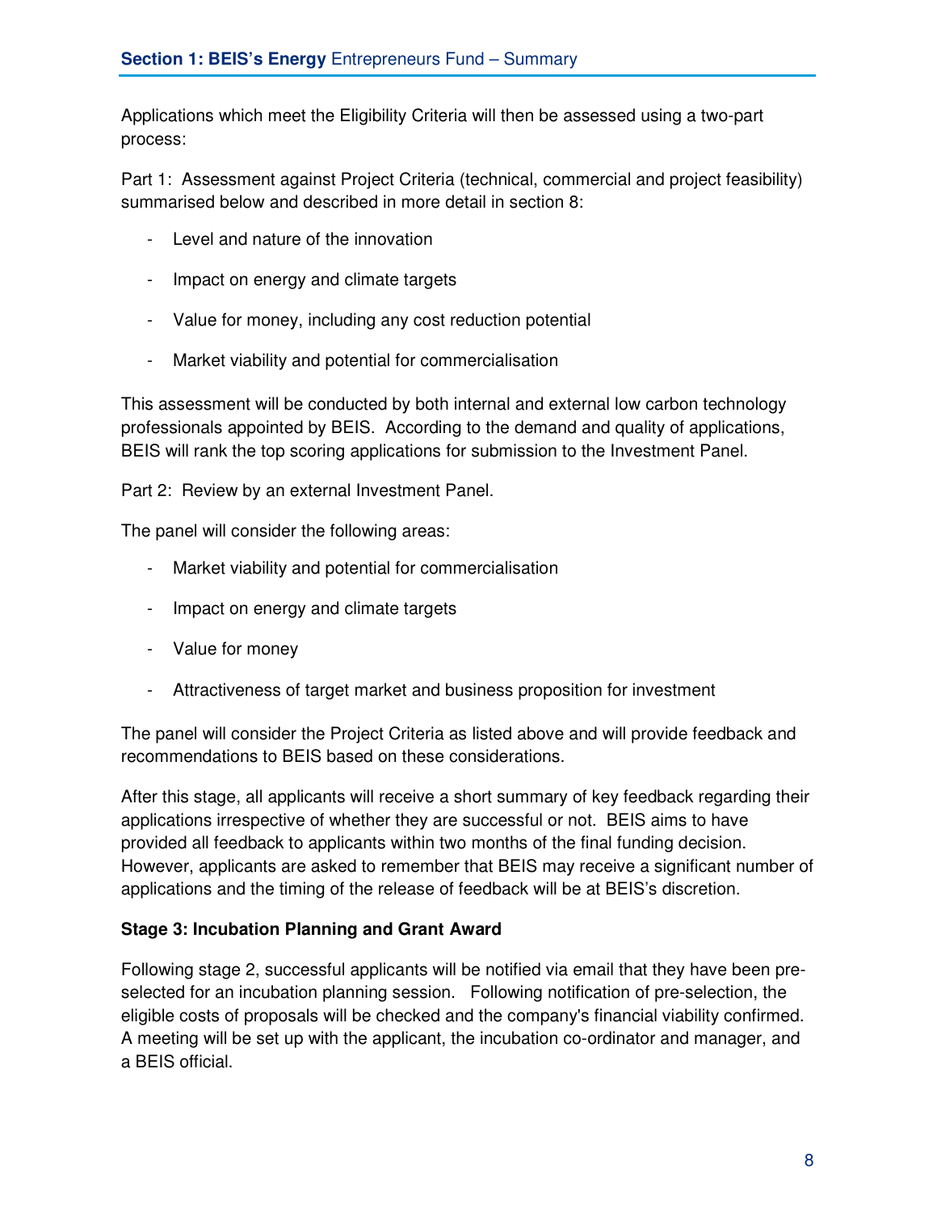Applications which meet the Eligibility Criteria will then be assessed using a two-part process:

Part 1: Assessment against Project Criteria (technical, commercial and project feasibility) summarised below and described in more detail in section 8:

- Level and nature of the innovation
- Impact on energy and climate targets
- Value for money, including any cost reduction potential
- Market viability and potential for commercialisation

This assessment will be conducted by both internal and external low carbon technology professionals appointed by BEIS. According to the demand and quality of applications, BEIS will rank the top scoring applications for submission to the Investment Panel.

Part 2: Review by an external Investment Panel.

The panel will consider the following areas:

- Market viability and potential for commercialisation
- Impact on energy and climate targets
- Value for money
- Attractiveness of target market and business proposition for investment

The panel will consider the Project Criteria as listed above and will provide feedback and recommendations to BEIS based on these considerations.

After this stage, all applicants will receive a short summary of key feedback regarding their applications irrespective of whether they are successful or not. BEIS aims to have provided all feedback to applicants within two months of the final funding decision. However, applicants are asked to remember that BEIS may receive a significant number of applications and the timing of the release of feedback will be at BEIS's discretion.

**Stage 3: Incubation Planning and Grant Award**

Following stage 2, successful applicants will be notified via email that they have been pre-selected for an incubation planning session. Following notification of pre-selection, the eligible costs of proposals will be checked and the company's financial viability confirmed. A meeting will be set up with the applicant, the incubation co-ordinator and manager, and a BEIS official.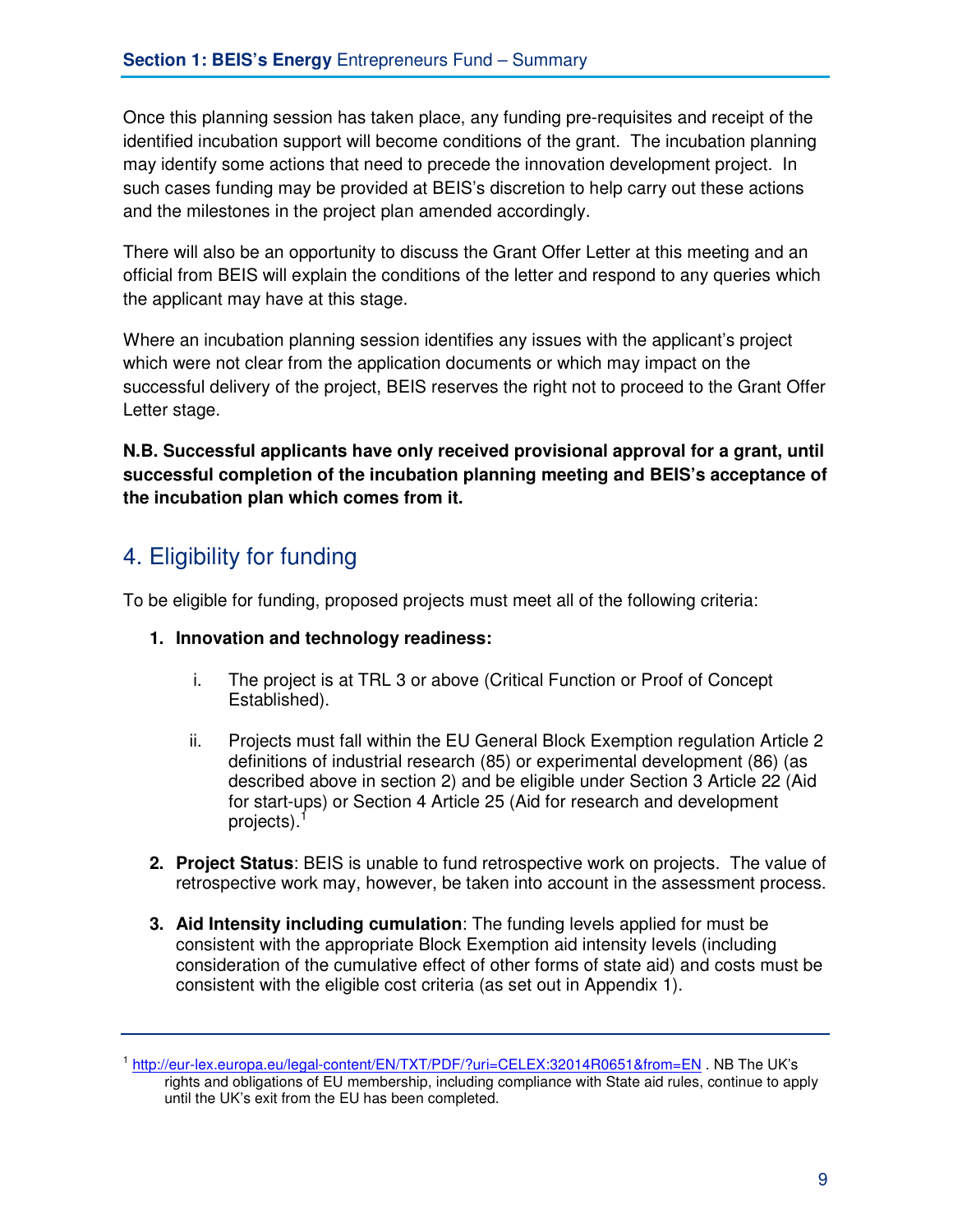Once this planning session has taken place, any funding pre-requisites and receipt of the identified incubation support will become conditions of the grant. The incubation planning may identify some actions that need to precede the innovation development project. In such cases funding may be provided at BEIS's discretion to help carry out these actions and the milestones in the project plan amended accordingly.

There will also be an opportunity to discuss the Grant Offer Letter at this meeting and an official from BEIS will explain the conditions of the letter and respond to any queries which the applicant may have at this stage.

Where an incubation planning session identifies any issues with the applicant's project which were not clear from the application documents or which may impact on the successful delivery of the project, BEIS reserves the right not to proceed to the Grant Offer Letter stage.

**N.B. Successful applicants have only received provisional approval for a grant, until successful completion of the incubation planning meeting and BEIS's acceptance of the incubation plan which comes from it.**

## 4. Eligibility for funding

To be eligible for funding, proposed projects must meet all of the following criteria:

1. **Innovation and technology readiness:**

    i. The project is at TRL 3 or above (Critical Function or Proof of Concept Established).

    ii. Projects must fall within the EU General Block Exemption regulation Article 2 definitions of industrial research (85) or experimental development (86) (as described above in section 2) and be eligible under Section 3 Article 22 (Aid for start-ups) or Section 4 Article 25 (Aid for research and development projects).[1]

2. **Project Status**: BEIS is unable to fund retrospective work on projects. The value of retrospective work may, however, be taken into account in the assessment process.

3. **Aid Intensity including cumulation**: The funding levels applied for must be consistent with the appropriate Block Exemption aid intensity levels (including consideration of the cumulative effect of other forms of state aid) and costs must be consistent with the eligible cost criteria (as set out in Appendix 1).

---

[1] http://eur-lex.europa.eu/legal-content/EN/TXT/PDF/?uri=CELEX:32014R0651&from=EN . NB The UK's rights and obligations of EU membership, including compliance with State aid rules, continue to apply until the UK's exit from the EU has been completed.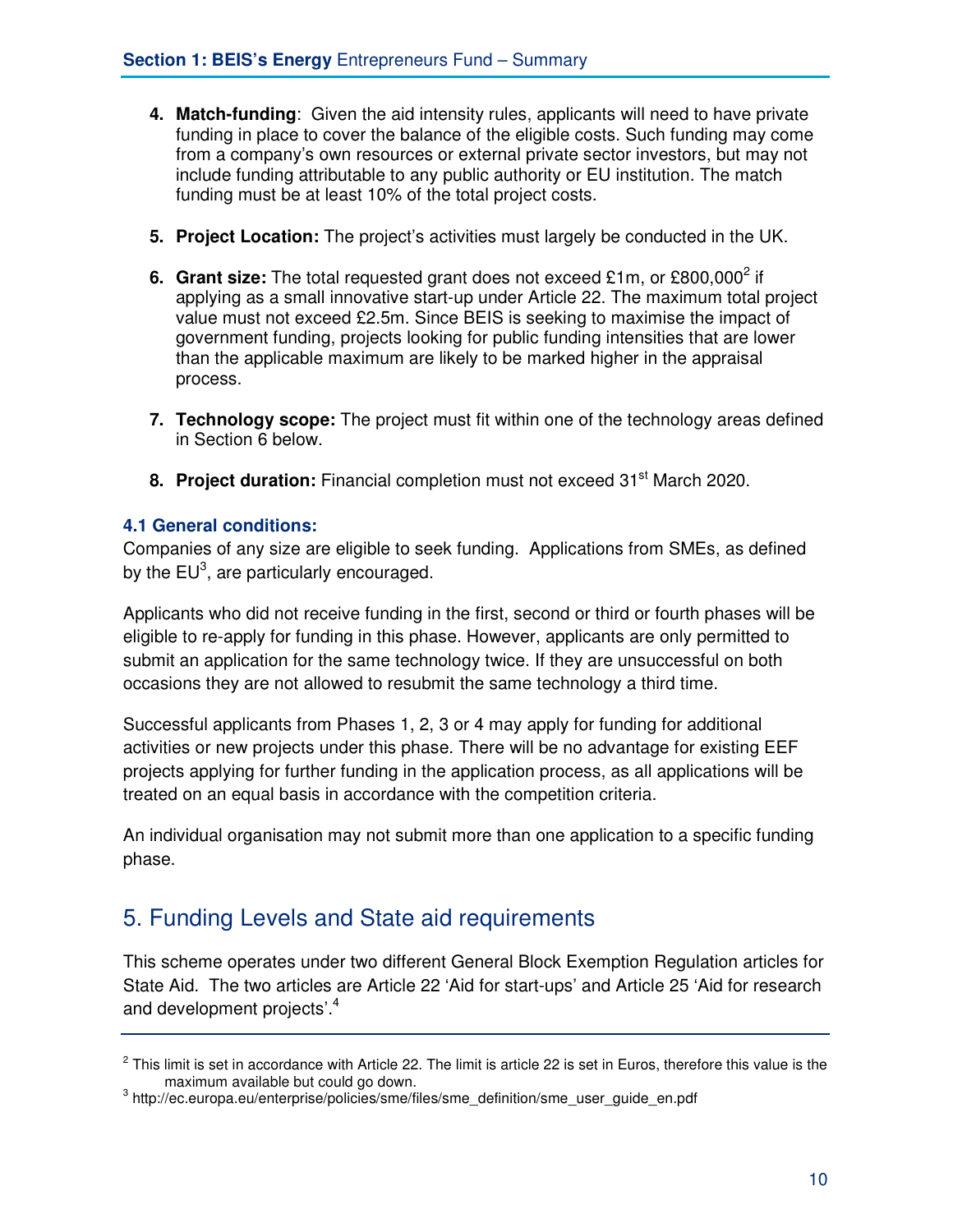4. **Match-funding**: Given the aid intensity rules, applicants will need to have private funding in place to cover the balance of the eligible costs. Such funding may come from a company's own resources or external private sector investors, but may not include funding attributable to any public authority or EU institution. The match funding must be at least 10% of the total project costs.

5. **Project Location:** The project's activities must largely be conducted in the UK.

6. **Grant size:** The total requested grant does not exceed £1m, or £800,000[2] if applying as a small innovative start-up under Article 22. The maximum total project value must not exceed £2.5m. Since BEIS is seeking to maximise the impact of government funding, projects looking for public funding intensities that are lower than the applicable maximum are likely to be marked higher in the appraisal process.

7. **Technology scope:** The project must fit within one of the technology areas defined in Section 6 below.

8. **Project duration:** Financial completion must not exceed 31st March 2020.

### 4.1 General conditions:

Companies of any size are eligible to seek funding. Applications from SMEs, as defined by the EU[3], are particularly encouraged.

Applicants who did not receive funding in the first, second or third or fourth phases will be eligible to re-apply for funding in this phase. However, applicants are only permitted to submit an application for the same technology twice. If they are unsuccessful on both occasions they are not allowed to resubmit the same technology a third time.

Successful applicants from Phases 1, 2, 3 or 4 may apply for funding for additional activities or new projects under this phase. There will be no advantage for existing EEF projects applying for further funding in the application process, as all applications will be treated on an equal basis in accordance with the competition criteria.

An individual organisation may not submit more than one application to a specific funding phase.

## 5. Funding Levels and State aid requirements

This scheme operates under two different General Block Exemption Regulation articles for State Aid. The two articles are Article 22 'Aid for start-ups' and Article 25 'Aid for research and development projects'.[4]

---

[2] This limit is set in accordance with Article 22. The limit is article 22 is set in Euros, therefore this value is the maximum available but could go down.

[3] http://ec.europa.eu/enterprise/policies/sme/files/sme_definition/sme_user_guide_en.pdf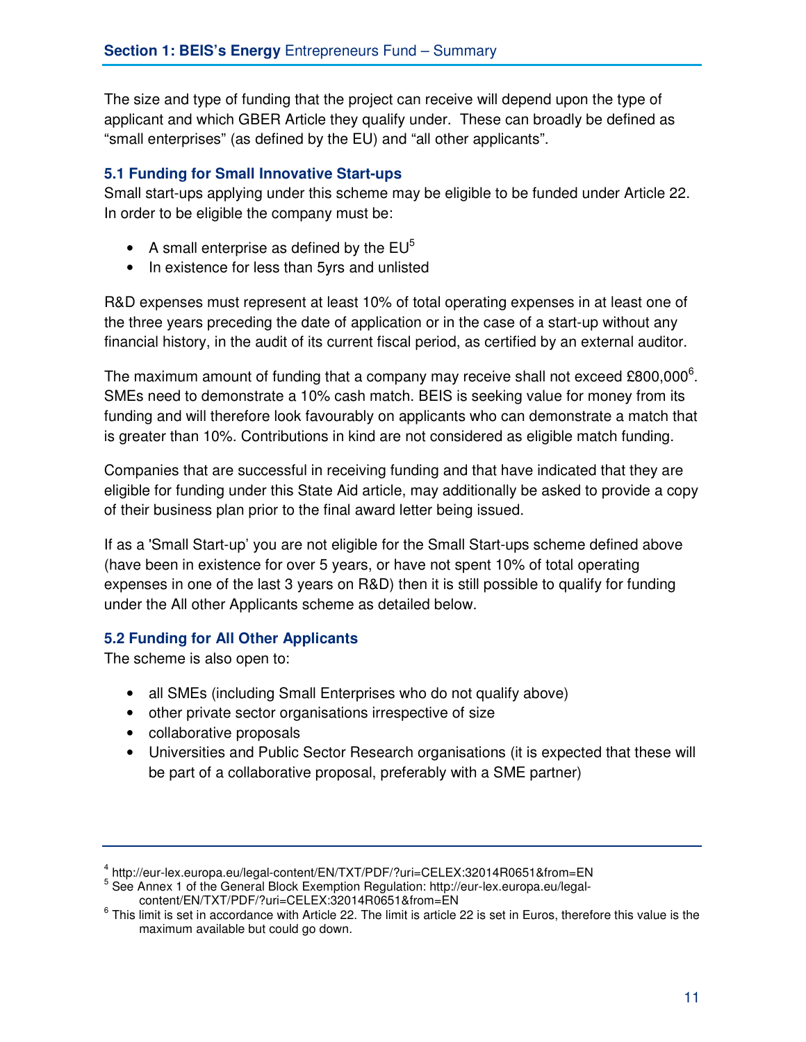The size and type of funding that the project can receive will depend upon the type of applicant and which GBER Article they qualify under. These can broadly be defined as "small enterprises" (as defined by the EU) and "all other applicants".

### 5.1 Funding for Small Innovative Start-ups

Small start-ups applying under this scheme may be eligible to be funded under Article 22. In order to be eligible the company must be:

- A small enterprise as defined by the EU[5]
- In existence for less than 5yrs and unlisted

R&D expenses must represent at least 10% of total operating expenses in at least one of the three years preceding the date of application or in the case of a start-up without any financial history, in the audit of its current fiscal period, as certified by an external auditor.

The maximum amount of funding that a company may receive shall not exceed £800,000[6]. SMEs need to demonstrate a 10% cash match. BEIS is seeking value for money from its funding and will therefore look favourably on applicants who can demonstrate a match that is greater than 10%. Contributions in kind are not considered as eligible match funding.

Companies that are successful in receiving funding and that have indicated that they are eligible for funding under this State Aid article, may additionally be asked to provide a copy of their business plan prior to the final award letter being issued.

If as a 'Small Start-up' you are not eligible for the Small Start-ups scheme defined above (have been in existence for over 5 years, or have not spent 10% of total operating expenses in one of the last 3 years on R&D) then it is still possible to qualify for funding under the All other Applicants scheme as detailed below.

### 5.2 Funding for All Other Applicants

The scheme is also open to:

- all SMEs (including Small Enterprises who do not qualify above)
- other private sector organisations irrespective of size
- collaborative proposals
- Universities and Public Sector Research organisations (it is expected that these will be part of a collaborative proposal, preferably with a SME partner)

---

[4] http://eur-lex.europa.eu/legal-content/EN/TXT/PDF/?uri=CELEX:32014R0651&from=EN

[5] See Annex 1 of the General Block Exemption Regulation: http://eur-lex.europa.eu/legal-content/EN/TXT/PDF/?uri=CELEX:32014R0651&from=EN

[6] This limit is set in accordance with Article 22. The limit is article 22 is set in Euros, therefore this value is the maximum available but could go down.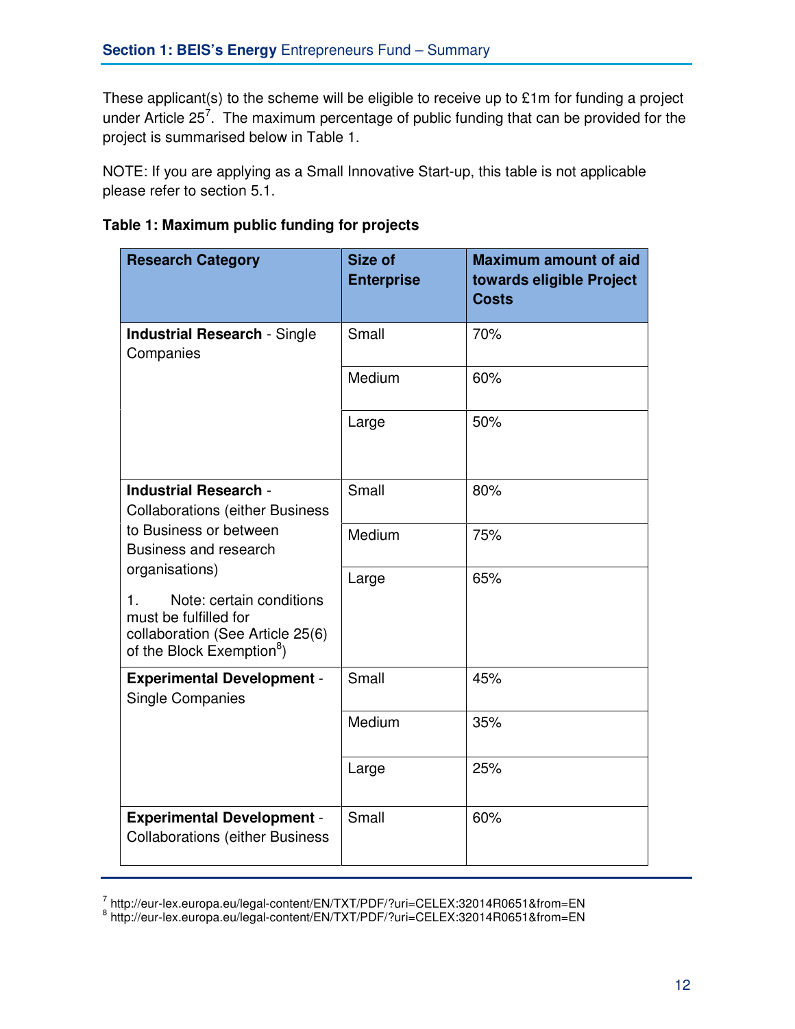These applicant(s) to the scheme will be eligible to receive up to £1m for funding a project under Article 25[7]. The maximum percentage of public funding that can be provided for the project is summarised below in Table 1.

NOTE: If you are applying as a Small Innovative Start-up, this table is not applicable please refer to section 5.1.

**Table 1: Maximum public funding for projects**

| Research Category | Size of Enterprise | Maximum amount of aid towards eligible Project Costs |
|---|---|---|
| **Industrial Research** - Single Companies | Small | 70% |
| | Medium | 60% |
| | Large | 50% |
| **Industrial Research** - Collaborations (either Business to Business or between Business and research organisations)<br><br>1. Note: certain conditions must be fulfilled for collaboration (See Article 25(6) of the Block Exemption[8]) | Small | 80% |
| | Medium | 75% |
| | Large | 65% |
| **Experimental Development** - Single Companies | Small | 45% |
| | Medium | 35% |
| | Large | 25% |
| **Experimental Development** - Collaborations (either Business | Small | 60% |

[7] http://eur-lex.europa.eu/legal-content/EN/TXT/PDF/?uri=CELEX:32014R0651&from=EN

[8] http://eur-lex.europa.eu/legal-content/EN/TXT/PDF/?uri=CELEX:32014R0651&from=EN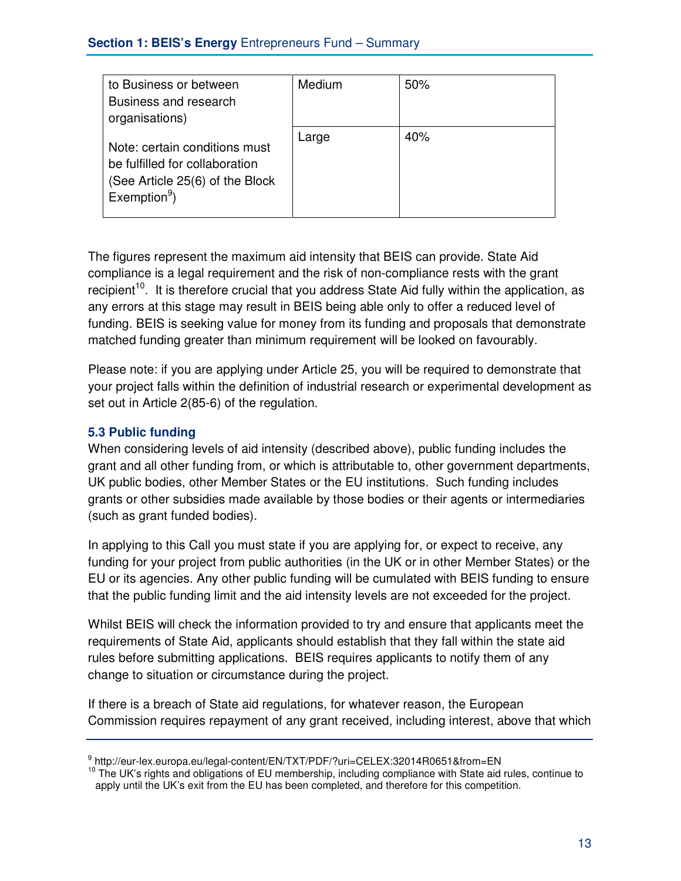| to Business or between Business and research organisations)<br><br>Note: certain conditions must be fulfilled for collaboration (See Article 25(6) of the Block Exemption[9]) | Medium | 50% |
|---|---|---|
| | Large | 40% |

The figures represent the maximum aid intensity that BEIS can provide. State Aid compliance is a legal requirement and the risk of non-compliance rests with the grant recipient[10]. It is therefore crucial that you address State Aid fully within the application, as any errors at this stage may result in BEIS being able only to offer a reduced level of funding. BEIS is seeking value for money from its funding and proposals that demonstrate matched funding greater than minimum requirement will be looked on favourably.

Please note: if you are applying under Article 25, you will be required to demonstrate that your project falls within the definition of industrial research or experimental development as set out in Article 2(85-6) of the regulation.

### 5.3 Public funding

When considering levels of aid intensity (described above), public funding includes the grant and all other funding from, or which is attributable to, other government departments, UK public bodies, other Member States or the EU institutions. Such funding includes grants or other subsidies made available by those bodies or their agents or intermediaries (such as grant funded bodies).

In applying to this Call you must state if you are applying for, or expect to receive, any funding for your project from public authorities (in the UK or in other Member States) or the EU or its agencies. Any other public funding will be cumulated with BEIS funding to ensure that the public funding limit and the aid intensity levels are not exceeded for the project.

Whilst BEIS will check the information provided to try and ensure that applicants meet the requirements of State Aid, applicants should establish that they fall within the state aid rules before submitting applications. BEIS requires applicants to notify them of any change to situation or circumstance during the project.

If there is a breach of State aid regulations, for whatever reason, the European Commission requires repayment of any grant received, including interest, above that which

[9] http://eur-lex.europa.eu/legal-content/EN/TXT/PDF/?uri=CELEX:32014R0651&from=EN

[10] The UK's rights and obligations of EU membership, including compliance with State aid rules, continue to apply until the UK's exit from the EU has been completed, and therefore for this competition.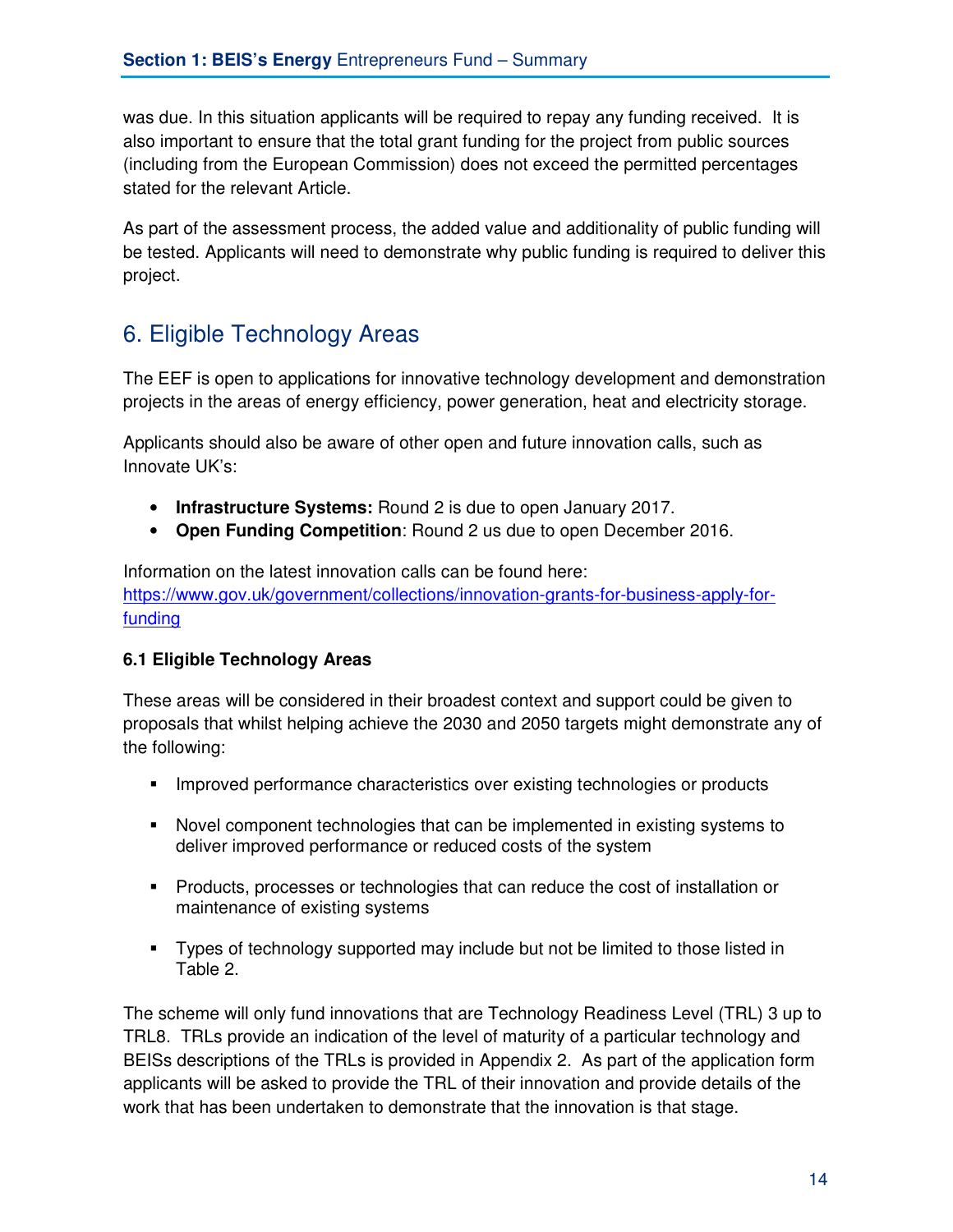was due. In this situation applicants will be required to repay any funding received. It is also important to ensure that the total grant funding for the project from public sources (including from the European Commission) does not exceed the permitted percentages stated for the relevant Article.

As part of the assessment process, the added value and additionality of public funding will be tested. Applicants will need to demonstrate why public funding is required to deliver this project.

## 6. Eligible Technology Areas

The EEF is open to applications for innovative technology development and demonstration projects in the areas of energy efficiency, power generation, heat and electricity storage.

Applicants should also be aware of other open and future innovation calls, such as Innovate UK's:

- **Infrastructure Systems:** Round 2 is due to open January 2017.
- **Open Funding Competition**: Round 2 us due to open December 2016.

Information on the latest innovation calls can be found here: [https://www.gov.uk/government/collections/innovation-grants-for-business-apply-for-funding](https://www.gov.uk/government/collections/innovation-grants-for-business-apply-for-funding)

### 6.1 Eligible Technology Areas

These areas will be considered in their broadest context and support could be given to proposals that whilst helping achieve the 2030 and 2050 targets might demonstrate any of the following:

- Improved performance characteristics over existing technologies or products
- Novel component technologies that can be implemented in existing systems to deliver improved performance or reduced costs of the system
- Products, processes or technologies that can reduce the cost of installation or maintenance of existing systems
- Types of technology supported may include but not be limited to those listed in Table 2.

The scheme will only fund innovations that are Technology Readiness Level (TRL) 3 up to TRL8. TRLs provide an indication of the level of maturity of a particular technology and BEISs descriptions of the TRLs is provided in Appendix 2. As part of the application form applicants will be asked to provide the TRL of their innovation and provide details of the work that has been undertaken to demonstrate that the innovation is that stage.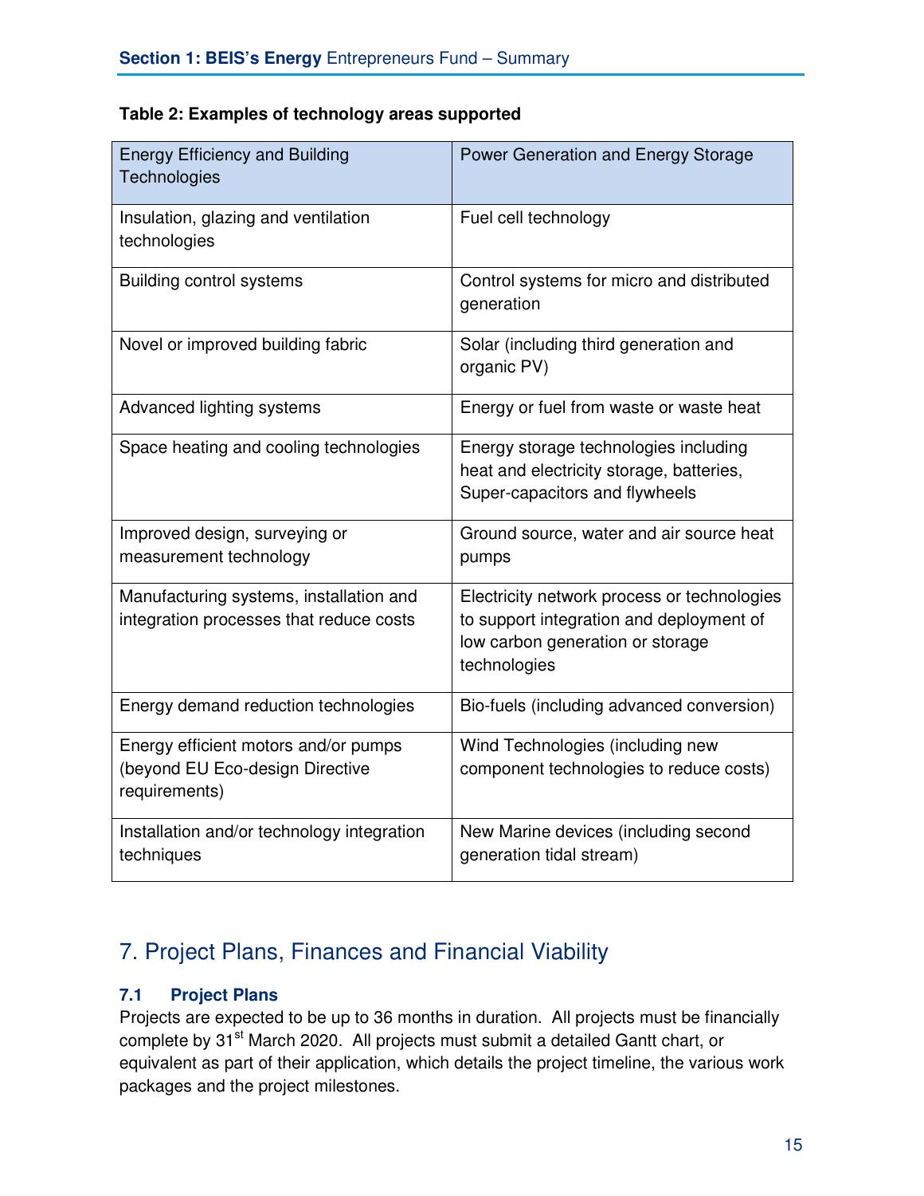**Table 2: Examples of technology areas supported**

| Energy Efficiency and Building Technologies | Power Generation and Energy Storage |
|---|---|
| Insulation, glazing and ventilation technologies | Fuel cell technology |
| Building control systems | Control systems for micro and distributed generation |
| Novel or improved building fabric | Solar (including third generation and organic PV) |
| Advanced lighting systems | Energy or fuel from waste or waste heat |
| Space heating and cooling technologies | Energy storage technologies including heat and electricity storage, batteries, Super-capacitors and flywheels |
| Improved design, surveying or measurement technology | Ground source, water and air source heat pumps |
| Manufacturing systems, installation and integration processes that reduce costs | Electricity network process or technologies to support integration and deployment of low carbon generation or storage technologies |
| Energy demand reduction technologies | Bio-fuels (including advanced conversion) |
| Energy efficient motors and/or pumps (beyond EU Eco-design Directive requirements) | Wind Technologies (including new component technologies to reduce costs) |
| Installation and/or technology integration techniques | New Marine devices (including second generation tidal stream) |

## 7. Project Plans, Finances and Financial Viability

### 7.1 Project Plans

Projects are expected to be up to 36 months in duration. All projects must be financially complete by 31st March 2020. All projects must submit a detailed Gantt chart, or equivalent as part of their application, which details the project timeline, the various work packages and the project milestones.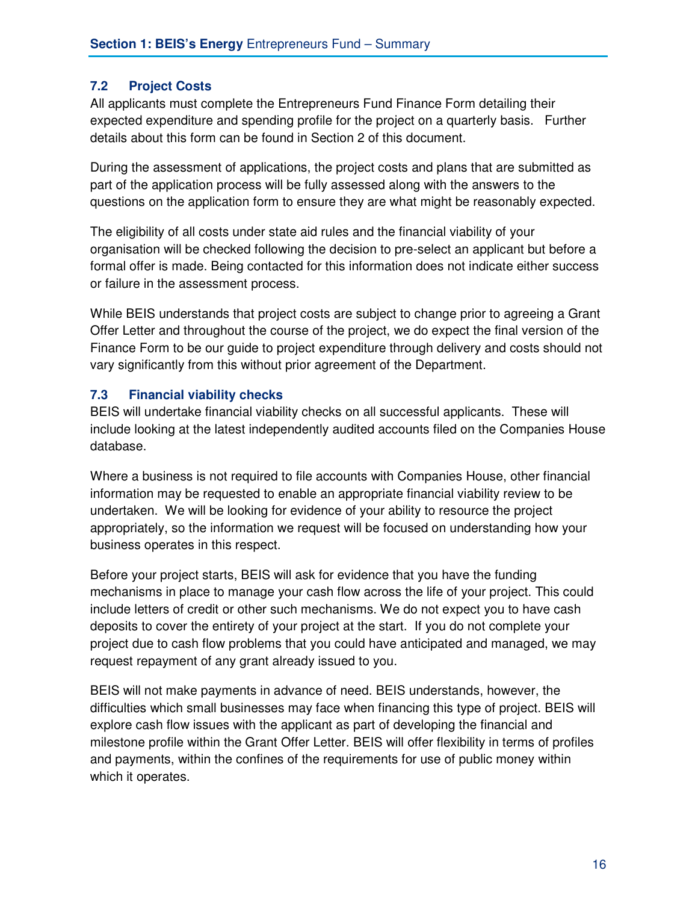### 7.2 Project Costs

All applicants must complete the Entrepreneurs Fund Finance Form detailing their expected expenditure and spending profile for the project on a quarterly basis. Further details about this form can be found in Section 2 of this document.

During the assessment of applications, the project costs and plans that are submitted as part of the application process will be fully assessed along with the answers to the questions on the application form to ensure they are what might be reasonably expected.

The eligibility of all costs under state aid rules and the financial viability of your organisation will be checked following the decision to pre-select an applicant but before a formal offer is made. Being contacted for this information does not indicate either success or failure in the assessment process.

While BEIS understands that project costs are subject to change prior to agreeing a Grant Offer Letter and throughout the course of the project, we do expect the final version of the Finance Form to be our guide to project expenditure through delivery and costs should not vary significantly from this without prior agreement of the Department.

### 7.3 Financial viability checks

BEIS will undertake financial viability checks on all successful applicants. These will include looking at the latest independently audited accounts filed on the Companies House database.

Where a business is not required to file accounts with Companies House, other financial information may be requested to enable an appropriate financial viability review to be undertaken. We will be looking for evidence of your ability to resource the project appropriately, so the information we request will be focused on understanding how your business operates in this respect.

Before your project starts, BEIS will ask for evidence that you have the funding mechanisms in place to manage your cash flow across the life of your project. This could include letters of credit or other such mechanisms. We do not expect you to have cash deposits to cover the entirety of your project at the start. If you do not complete your project due to cash flow problems that you could have anticipated and managed, we may request repayment of any grant already issued to you.

BEIS will not make payments in advance of need. BEIS understands, however, the difficulties which small businesses may face when financing this type of project. BEIS will explore cash flow issues with the applicant as part of developing the financial and milestone profile within the Grant Offer Letter. BEIS will offer flexibility in terms of profiles and payments, within the confines of the requirements for use of public money within which it operates.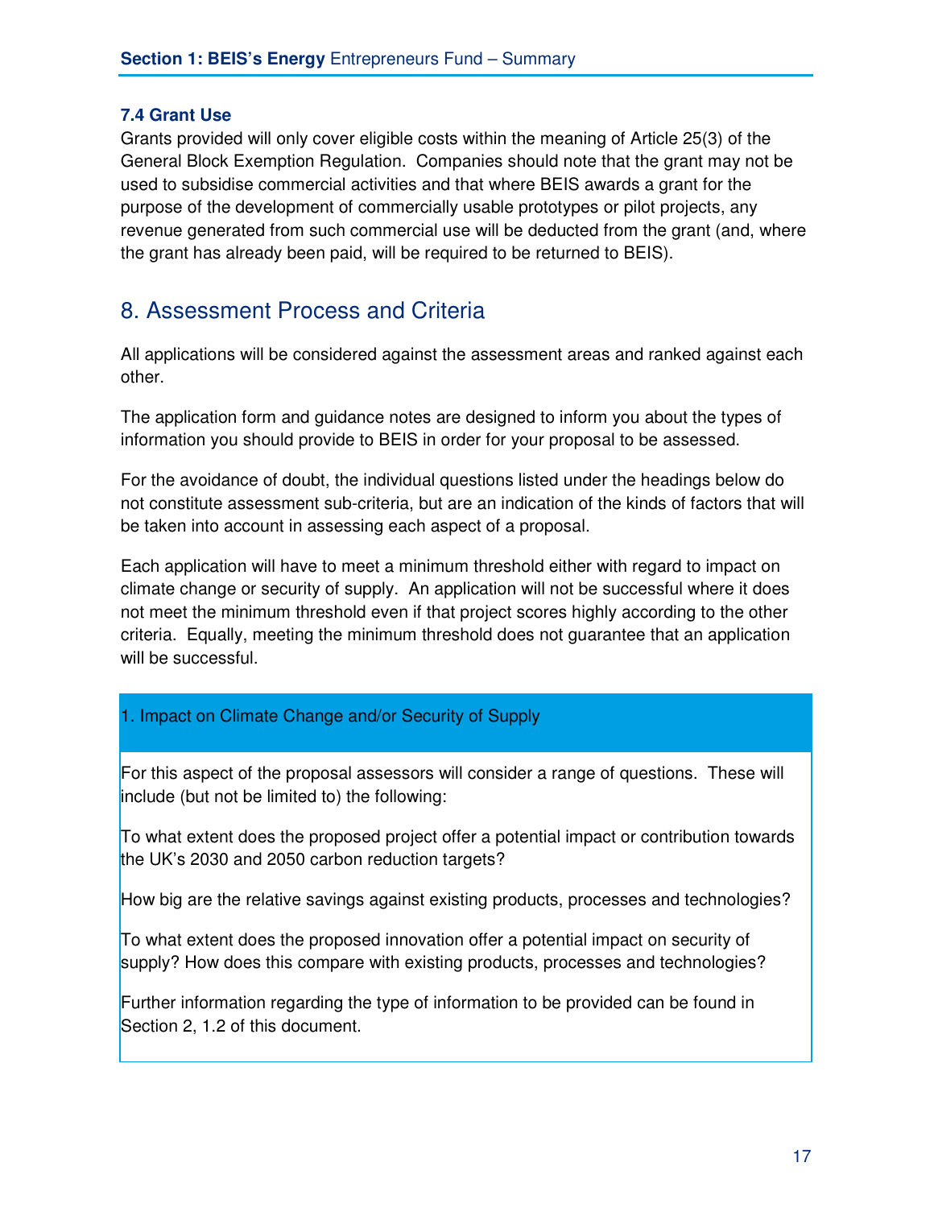### 7.4 Grant Use

Grants provided will only cover eligible costs within the meaning of Article 25(3) of the General Block Exemption Regulation. Companies should note that the grant may not be used to subsidise commercial activities and that where BEIS awards a grant for the purpose of the development of commercially usable prototypes or pilot projects, any revenue generated from such commercial use will be deducted from the grant (and, where the grant has already been paid, will be required to be returned to BEIS).

## 8. Assessment Process and Criteria

All applications will be considered against the assessment areas and ranked against each other.

The application form and guidance notes are designed to inform you about the types of information you should provide to BEIS in order for your proposal to be assessed.

For the avoidance of doubt, the individual questions listed under the headings below do not constitute assessment sub-criteria, but are an indication of the kinds of factors that will be taken into account in assessing each aspect of a proposal.

Each application will have to meet a minimum threshold either with regard to impact on climate change or security of supply. An application will not be successful where it does not meet the minimum threshold even if that project scores highly according to the other criteria. Equally, meeting the minimum threshold does not guarantee that an application will be successful.

| 1. Impact on Climate Change and/or Security of Supply |
| --- |
| For this aspect of the proposal assessors will consider a range of questions. These will include (but not be limited to) the following:<br><br>To what extent does the proposed project offer a potential impact or contribution towards the UK's 2030 and 2050 carbon reduction targets?<br><br>How big are the relative savings against existing products, processes and technologies?<br><br>To what extent does the proposed innovation offer a potential impact on security of supply? How does this compare with existing products, processes and technologies?<br><br>Further information regarding the type of information to be provided can be found in Section 2, 1.2 of this document. |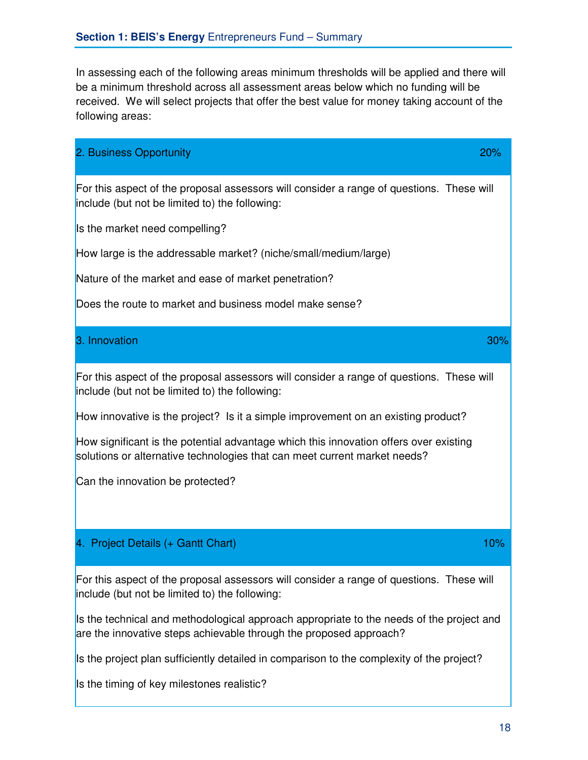In assessing each of the following areas minimum thresholds will be applied and there will be a minimum threshold across all assessment areas below which no funding will be received. We will select projects that offer the best value for money taking account of the following areas:

| 2. Business Opportunity | 20% |
|---|---|
| For this aspect of the proposal assessors will consider a range of questions. These will include (but not be limited to) the following:<br><br>Is the market need compelling?<br><br>How large is the addressable market? (niche/small/medium/large)<br><br>Nature of the market and ease of market penetration?<br><br>Does the route to market and business model make sense? | |
| **3. Innovation** | **30%** |
| For this aspect of the proposal assessors will consider a range of questions. These will include (but not be limited to) the following:<br><br>How innovative is the project? Is it a simple improvement on an existing product?<br><br>How significant is the potential advantage which this innovation offers over existing solutions or alternative technologies that can meet current market needs?<br><br>Can the innovation be protected? | |
| **4. Project Details (+ Gantt Chart)** | **10%** |
| For this aspect of the proposal assessors will consider a range of questions. These will include (but not be limited to) the following:<br><br>Is the technical and methodological approach appropriate to the needs of the project and are the innovative steps achievable through the proposed approach?<br><br>Is the project plan sufficiently detailed in comparison to the complexity of the project?<br><br>Is the timing of key milestones realistic? | |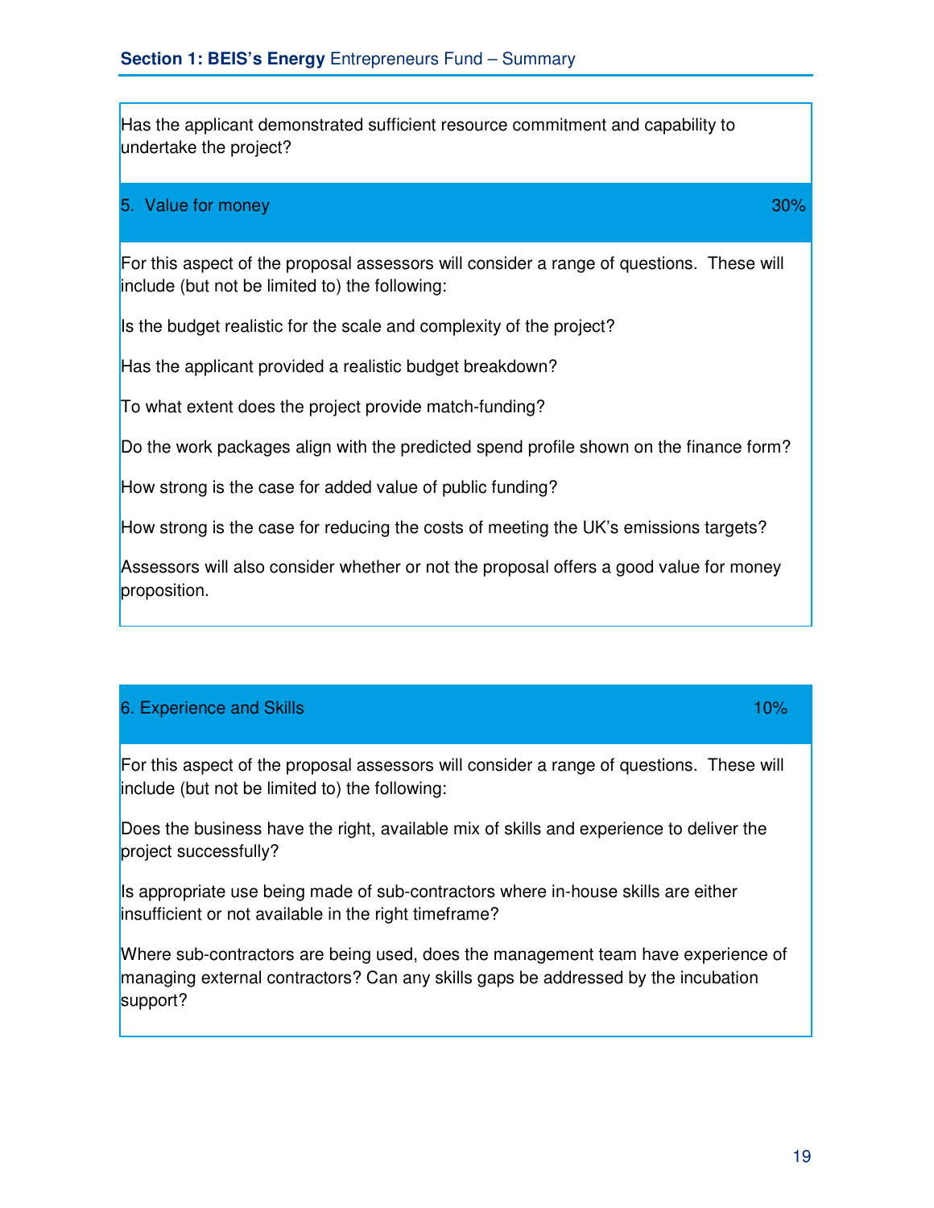Has the applicant demonstrated sufficient resource commitment and capability to undertake the project?

### 5. Value for money — 30%

For this aspect of the proposal assessors will consider a range of questions. These will include (but not be limited to) the following:

Is the budget realistic for the scale and complexity of the project?

Has the applicant provided a realistic budget breakdown?

To what extent does the project provide match-funding?

Do the work packages align with the predicted spend profile shown on the finance form?

How strong is the case for added value of public funding?

How strong is the case for reducing the costs of meeting the UK's emissions targets?

Assessors will also consider whether or not the proposal offers a good value for money proposition.

### 6. Experience and Skills — 10%

For this aspect of the proposal assessors will consider a range of questions. These will include (but not be limited to) the following:

Does the business have the right, available mix of skills and experience to deliver the project successfully?

Is appropriate use being made of sub-contractors where in-house skills are either insufficient or not available in the right timeframe?

Where sub-contractors are being used, does the management team have experience of managing external contractors? Can any skills gaps be addressed by the incubation support?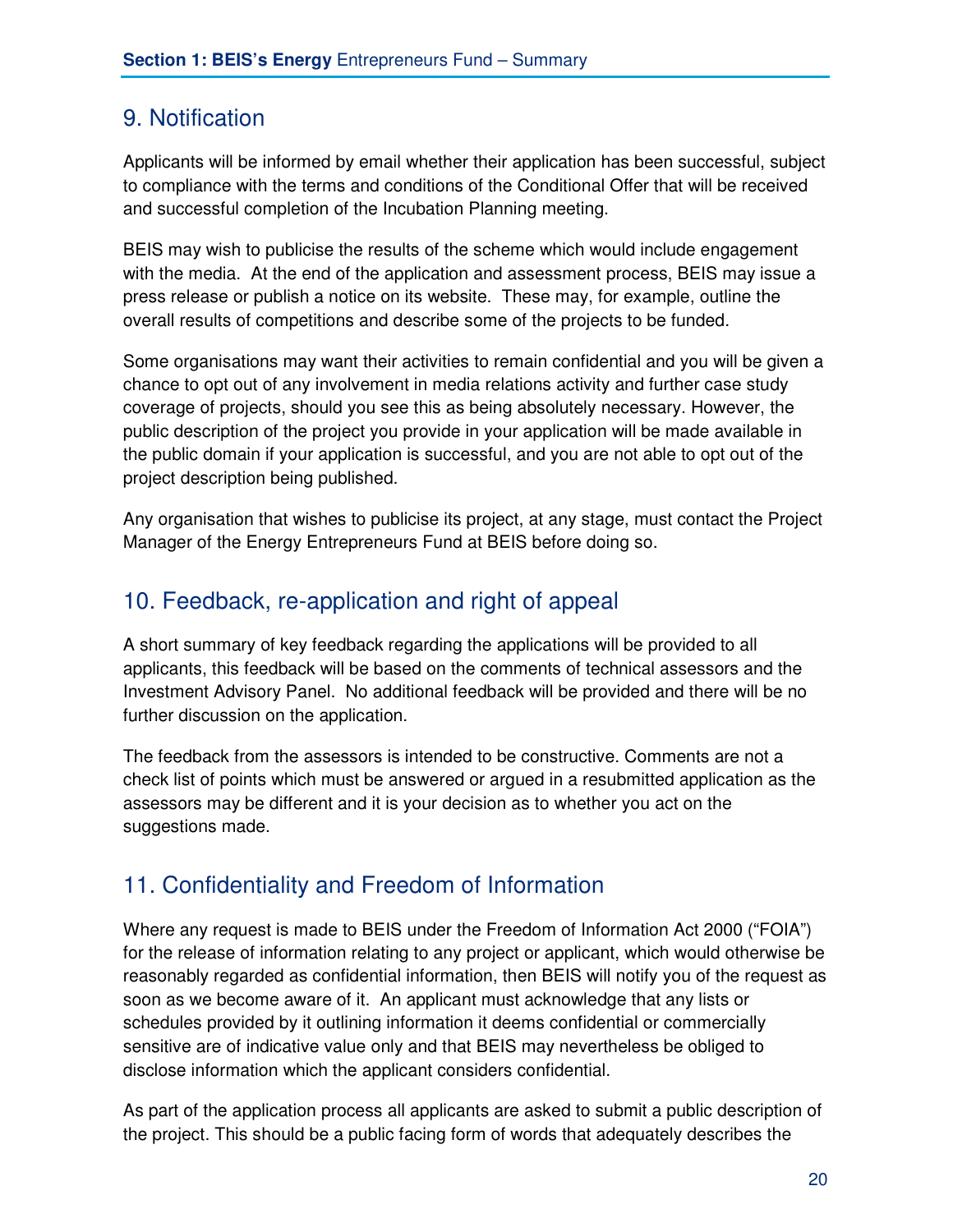## 9. Notification

Applicants will be informed by email whether their application has been successful, subject to compliance with the terms and conditions of the Conditional Offer that will be received and successful completion of the Incubation Planning meeting.

BEIS may wish to publicise the results of the scheme which would include engagement with the media. At the end of the application and assessment process, BEIS may issue a press release or publish a notice on its website. These may, for example, outline the overall results of competitions and describe some of the projects to be funded.

Some organisations may want their activities to remain confidential and you will be given a chance to opt out of any involvement in media relations activity and further case study coverage of projects, should you see this as being absolutely necessary. However, the public description of the project you provide in your application will be made available in the public domain if your application is successful, and you are not able to opt out of the project description being published.

Any organisation that wishes to publicise its project, at any stage, must contact the Project Manager of the Energy Entrepreneurs Fund at BEIS before doing so.

## 10. Feedback, re-application and right of appeal

A short summary of key feedback regarding the applications will be provided to all applicants, this feedback will be based on the comments of technical assessors and the Investment Advisory Panel. No additional feedback will be provided and there will be no further discussion on the application.

The feedback from the assessors is intended to be constructive. Comments are not a check list of points which must be answered or argued in a resubmitted application as the assessors may be different and it is your decision as to whether you act on the suggestions made.

## 11. Confidentiality and Freedom of Information

Where any request is made to BEIS under the Freedom of Information Act 2000 ("FOIA") for the release of information relating to any project or applicant, which would otherwise be reasonably regarded as confidential information, then BEIS will notify you of the request as soon as we become aware of it. An applicant must acknowledge that any lists or schedules provided by it outlining information it deems confidential or commercially sensitive are of indicative value only and that BEIS may nevertheless be obliged to disclose information which the applicant considers confidential.

As part of the application process all applicants are asked to submit a public description of the project. This should be a public facing form of words that adequately describes the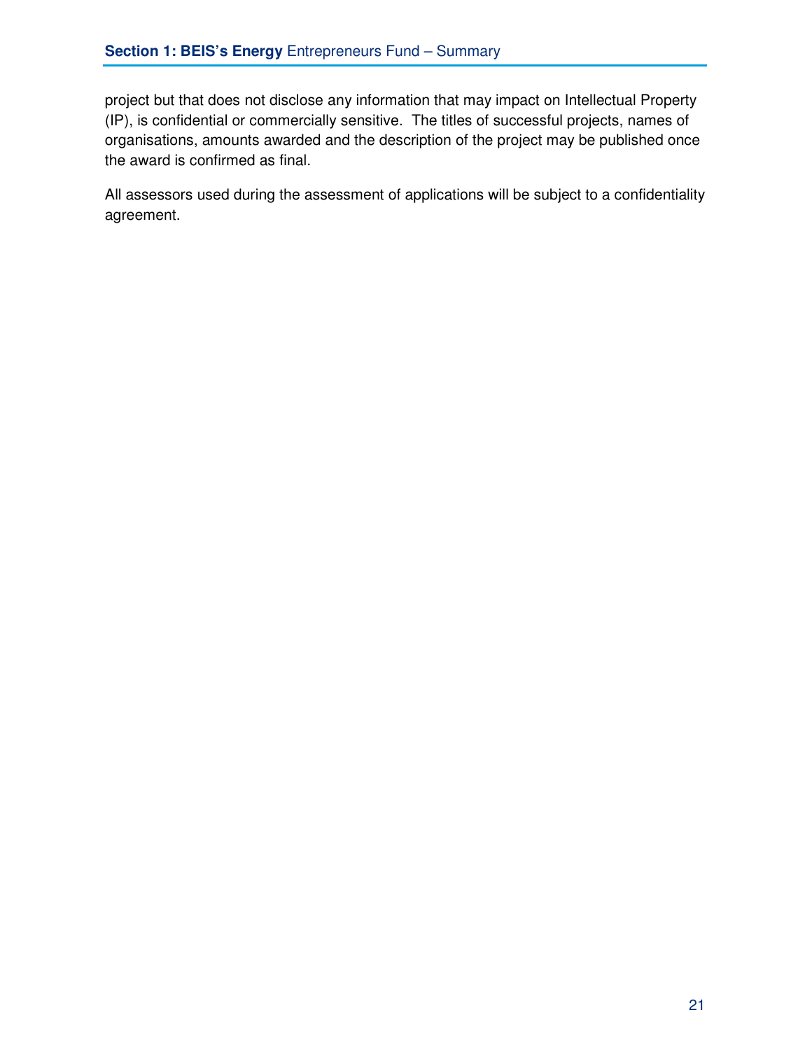project but that does not disclose any information that may impact on Intellectual Property (IP), is confidential or commercially sensitive. The titles of successful projects, names of organisations, amounts awarded and the description of the project may be published once the award is confirmed as final.

All assessors used during the assessment of applications will be subject to a confidentiality agreement.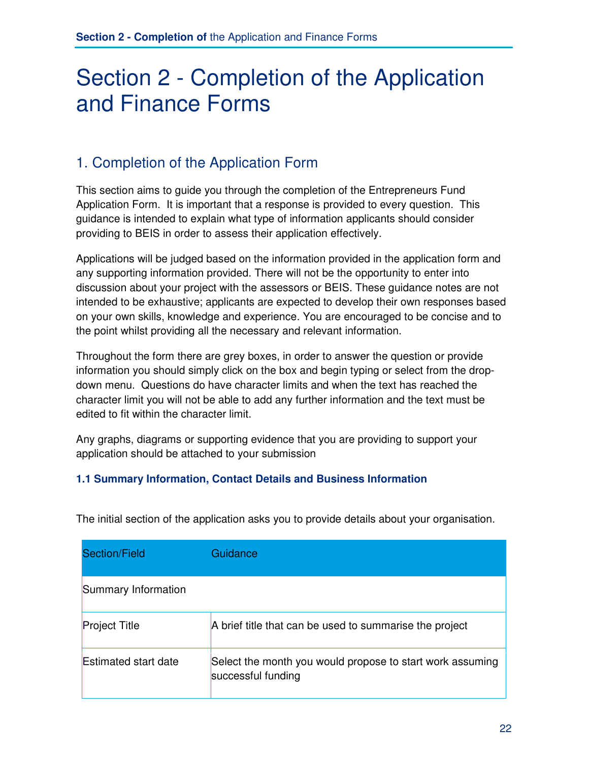# Section 2 - Completion of the Application and Finance Forms

## 1. Completion of the Application Form

This section aims to guide you through the completion of the Entrepreneurs Fund Application Form. It is important that a response is provided to every question. This guidance is intended to explain what type of information applicants should consider providing to BEIS in order to assess their application effectively.

Applications will be judged based on the information provided in the application form and any supporting information provided. There will not be the opportunity to enter into discussion about your project with the assessors or BEIS. These guidance notes are not intended to be exhaustive; applicants are expected to develop their own responses based on your own skills, knowledge and experience. You are encouraged to be concise and to the point whilst providing all the necessary and relevant information.

Throughout the form there are grey boxes, in order to answer the question or provide information you should simply click on the box and begin typing or select from the drop-down menu. Questions do have character limits and when the text has reached the character limit you will not be able to add any further information and the text must be edited to fit within the character limit.

Any graphs, diagrams or supporting evidence that you are providing to support your application should be attached to your submission

### 1.1 Summary Information, Contact Details and Business Information

The initial section of the application asks you to provide details about your organisation.

| Section/Field | Guidance |
|---|---|
| Summary Information | |
| Project Title | A brief title that can be used to summarise the project |
| Estimated start date | Select the month you would propose to start work assuming successful funding |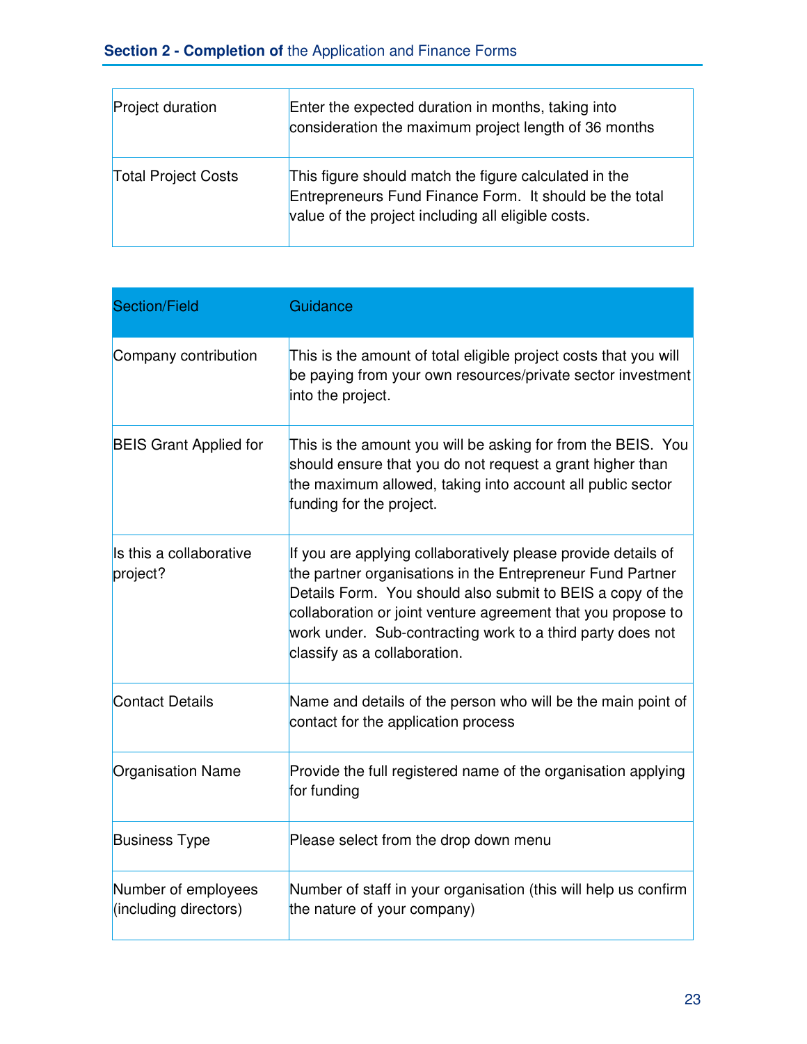| | |
|---|---|
| Project duration | Enter the expected duration in months, taking into consideration the maximum project length of 36 months |
| Total Project Costs | This figure should match the figure calculated in the Entrepreneurs Fund Finance Form. It should be the total value of the project including all eligible costs. |

| Section/Field | Guidance |
|---|---|
| Company contribution | This is the amount of total eligible project costs that you will be paying from your own resources/private sector investment into the project. |
| BEIS Grant Applied for | This is the amount you will be asking for from the BEIS. You should ensure that you do not request a grant higher than the maximum allowed, taking into account all public sector funding for the project. |
| Is this a collaborative project? | If you are applying collaboratively please provide details of the partner organisations in the Entrepreneur Fund Partner Details Form. You should also submit to BEIS a copy of the collaboration or joint venture agreement that you propose to work under. Sub-contracting work to a third party does not classify as a collaboration. |
| Contact Details | Name and details of the person who will be the main point of contact for the application process |
| Organisation Name | Provide the full registered name of the organisation applying for funding |
| Business Type | Please select from the drop down menu |
| Number of employees (including directors) | Number of staff in your organisation (this will help us confirm the nature of your company) |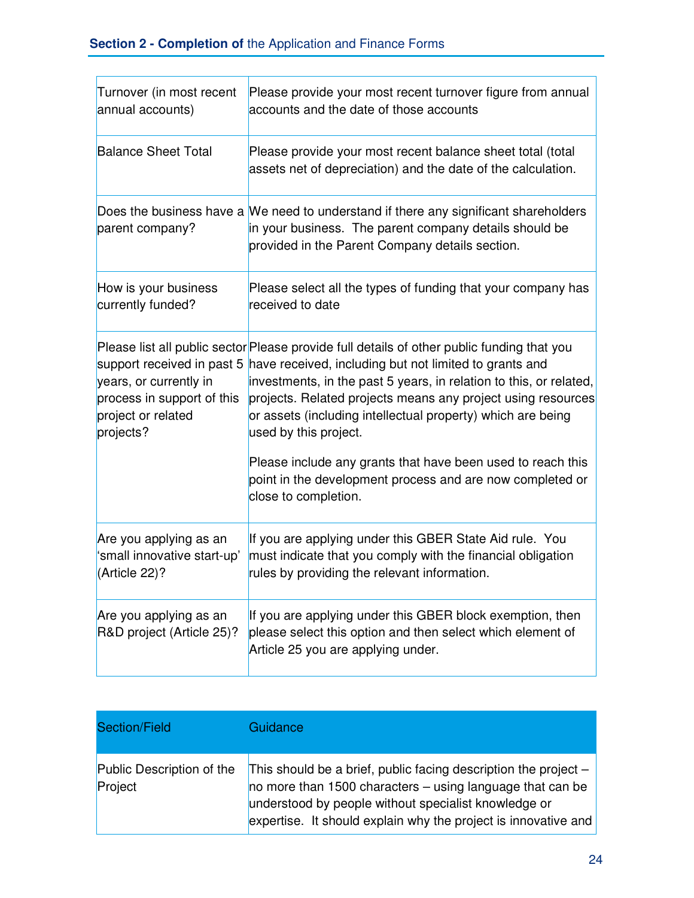| | |
|---|---|
| Turnover (in most recent annual accounts) | Please provide your most recent turnover figure from annual accounts and the date of those accounts |
| Balance Sheet Total | Please provide your most recent balance sheet total (total assets net of depreciation) and the date of the calculation. |
| Does the business have a parent company? | We need to understand if there any significant shareholders in your business. The parent company details should be provided in the Parent Company details section. |
| How is your business currently funded? | Please select all the types of funding that your company has received to date |
| Please list all public sector support received in past 5 years, or currently in process in support of this project or related projects? | Please provide full details of other public funding that you have received, including but not limited to grants and investments, in the past 5 years, in relation to this, or related, projects. Related projects means any project using resources or assets (including intellectual property) which are being used by this project.<br><br>Please include any grants that have been used to reach this point in the development process and are now completed or close to completion. |
| Are you applying as an 'small innovative start-up' (Article 22)? | If you are applying under this GBER State Aid rule. You must indicate that you comply with the financial obligation rules by providing the relevant information. |
| Are you applying as an R&D project (Article 25)? | If you are applying under this GBER block exemption, then please select this option and then select which element of Article 25 you are applying under. |

| Section/Field | Guidance |
|---|---|
| Public Description of the Project | This should be a brief, public facing description the project – no more than 1500 characters – using language that can be understood by people without specialist knowledge or expertise. It should explain why the project is innovative and |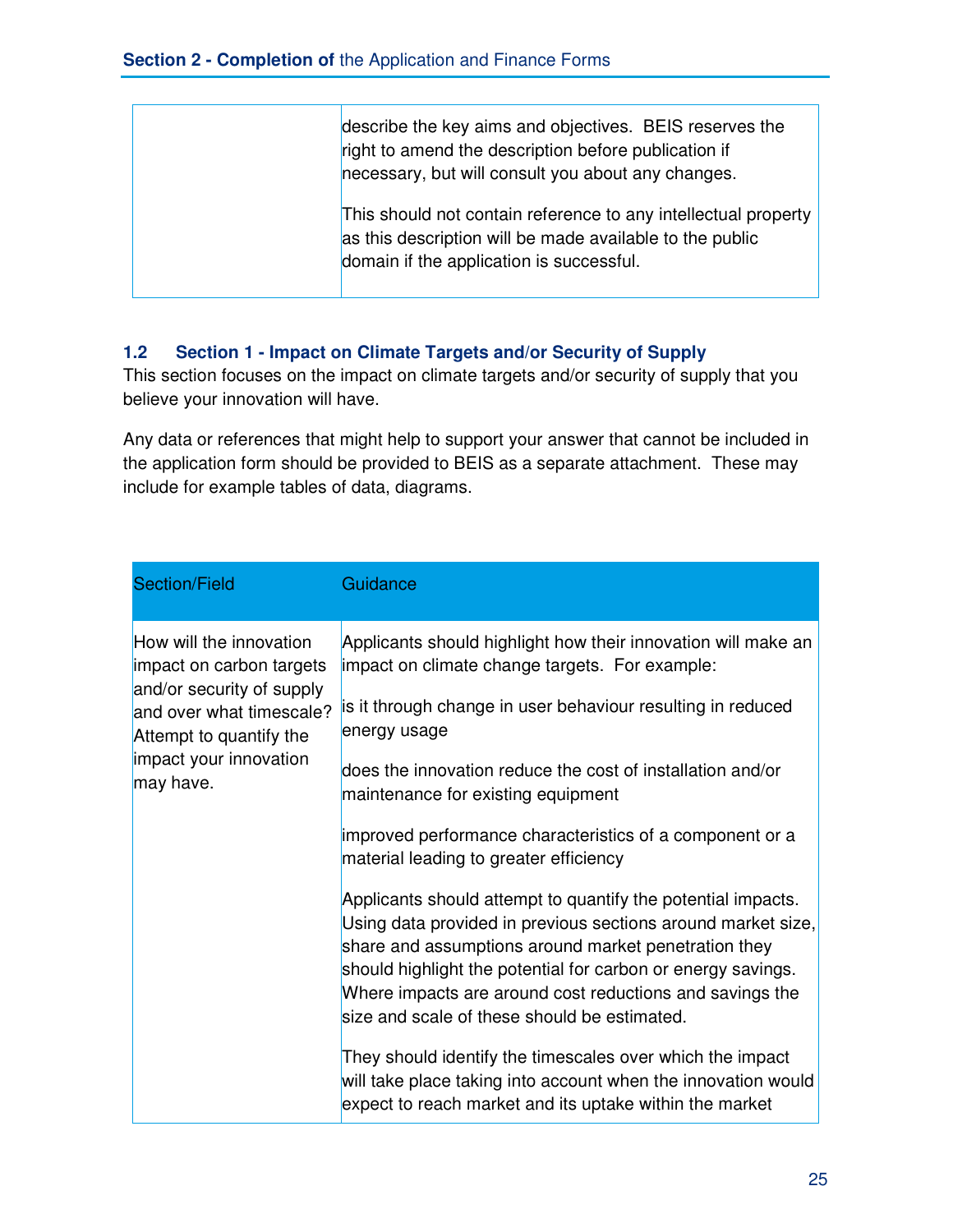| | |
|---|---|
| | describe the key aims and objectives. BEIS reserves the right to amend the description before publication if necessary, but will consult you about any changes.<br><br>This should not contain reference to any intellectual property as this description will be made available to the public domain if the application is successful. |

## 1.2 Section 1 - Impact on Climate Targets and/or Security of Supply

This section focuses on the impact on climate targets and/or security of supply that you believe your innovation will have.

Any data or references that might help to support your answer that cannot be included in the application form should be provided to BEIS as a separate attachment. These may include for example tables of data, diagrams.

| Section/Field | Guidance |
|---|---|
| How will the innovation impact on carbon targets and/or security of supply and over what timescale? Attempt to quantify the impact your innovation may have. | Applicants should highlight how their innovation will make an impact on climate change targets. For example:<br><br>is it through change in user behaviour resulting in reduced energy usage<br><br>does the innovation reduce the cost of installation and/or maintenance for existing equipment<br><br>improved performance characteristics of a component or a material leading to greater efficiency<br><br>Applicants should attempt to quantify the potential impacts. Using data provided in previous sections around market size, share and assumptions around market penetration they should highlight the potential for carbon or energy savings. Where impacts are around cost reductions and savings the size and scale of these should be estimated.<br><br>They should identify the timescales over which the impact will take place taking into account when the innovation would expect to reach market and its uptake within the market |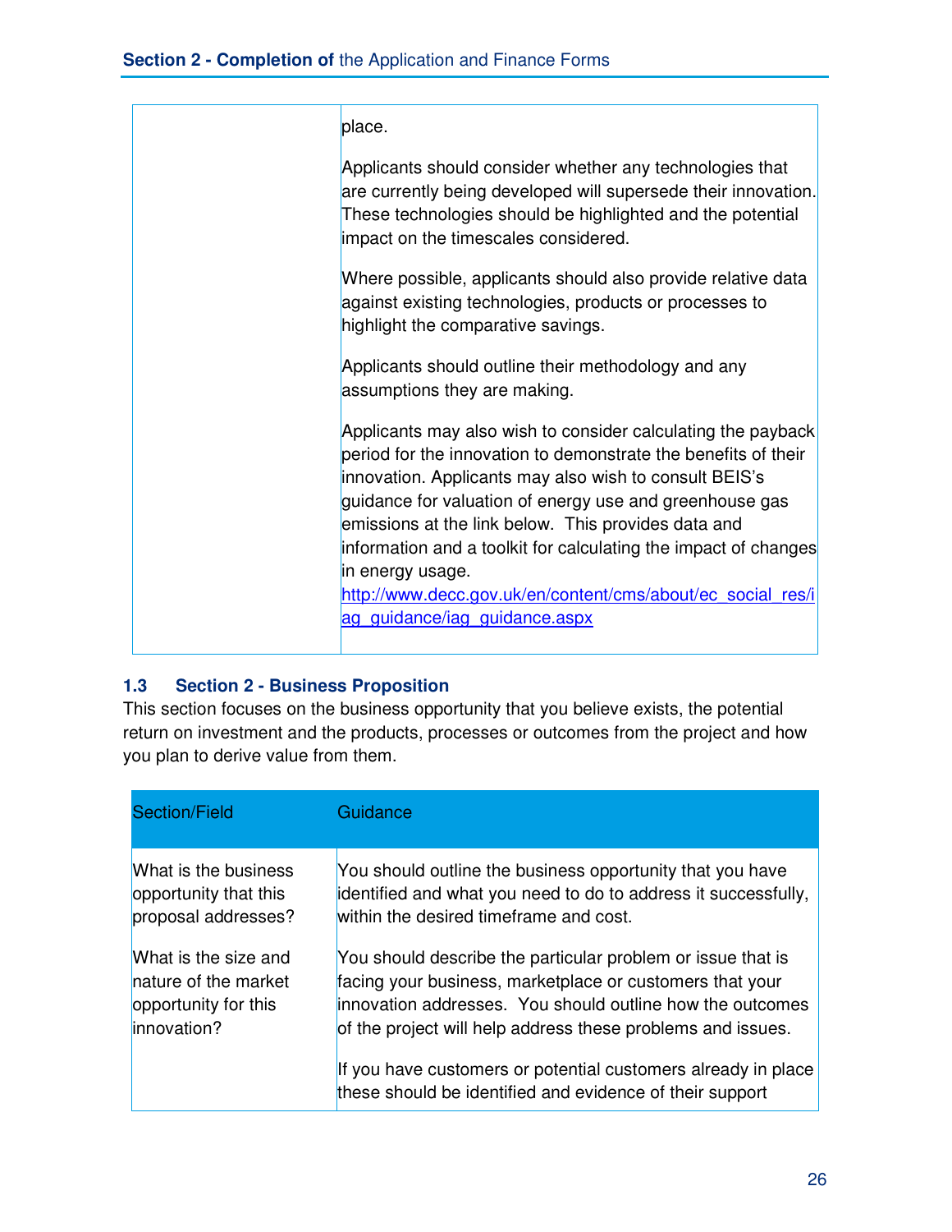| | |
|---|---|
| | place.<br><br>Applicants should consider whether any technologies that are currently being developed will supersede their innovation. These technologies should be highlighted and the potential impact on the timescales considered.<br><br>Where possible, applicants should also provide relative data against existing technologies, products or processes to highlight the comparative savings.<br><br>Applicants should outline their methodology and any assumptions they are making.<br><br>Applicants may also wish to consider calculating the payback period for the innovation to demonstrate the benefits of their innovation. Applicants may also wish to consult BEIS's guidance for valuation of energy use and greenhouse gas emissions at the link below. This provides data and information and a toolkit for calculating the impact of changes in energy usage. [http://www.decc.gov.uk/en/content/cms/about/ec_social_res/iag_guidance/iag_guidance.aspx](http://www.decc.gov.uk/en/content/cms/about/ec_social_res/iag_guidance/iag_guidance.aspx) |

### 1.3 Section 2 - Business Proposition

This section focuses on the business opportunity that you believe exists, the potential return on investment and the products, processes or outcomes from the project and how you plan to derive value from them.

| Section/Field | Guidance |
|---|---|
| What is the business opportunity that this proposal addresses? | You should outline the business opportunity that you have identified and what you need to do to address it successfully, within the desired timeframe and cost. |
| What is the size and nature of the market opportunity for this innovation? | You should describe the particular problem or issue that is facing your business, marketplace or customers that your innovation addresses. You should outline how the outcomes of the project will help address these problems and issues.<br><br>If you have customers or potential customers already in place these should be identified and evidence of their support |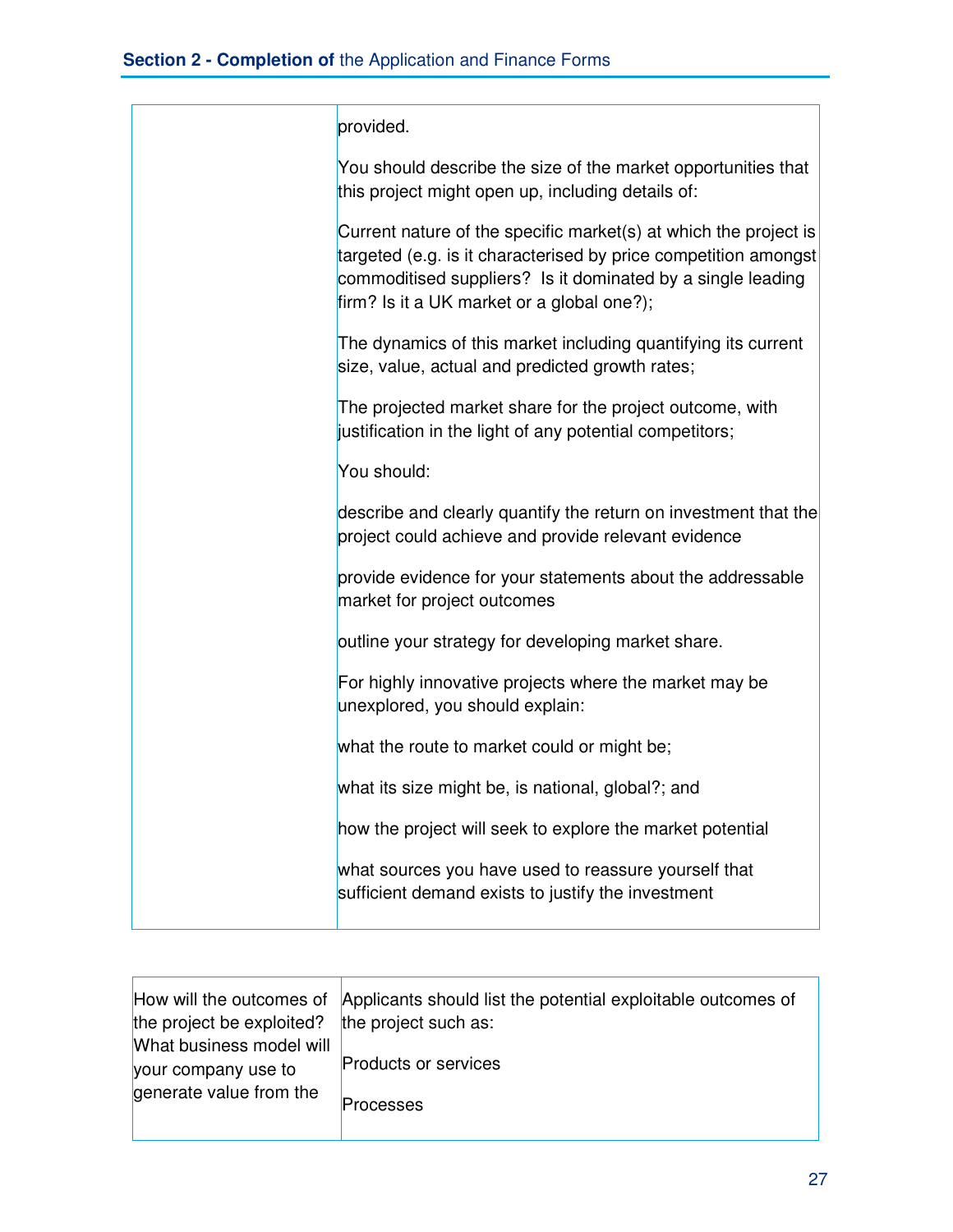| | |
|---|---|
| | provided.<br><br>You should describe the size of the market opportunities that this project might open up, including details of:<br><br>Current nature of the specific market(s) at which the project is targeted (e.g. is it characterised by price competition amongst commoditised suppliers? Is it dominated by a single leading firm? Is it a UK market or a global one?);<br><br>The dynamics of this market including quantifying its current size, value, actual and predicted growth rates;<br><br>The projected market share for the project outcome, with justification in the light of any potential competitors;<br><br>You should:<br><br>describe and clearly quantify the return on investment that the project could achieve and provide relevant evidence<br><br>provide evidence for your statements about the addressable market for project outcomes<br><br>outline your strategy for developing market share.<br><br>For highly innovative projects where the market may be unexplored, you should explain:<br><br>what the route to market could or might be;<br><br>what its size might be, is national, global?; and<br><br>how the project will seek to explore the market potential<br><br>what sources you have used to reassure yourself that sufficient demand exists to justify the investment |

| | |
|---|---|
| How will the outcomes of the project be exploited? What business model will your company use to generate value from the | Applicants should list the potential exploitable outcomes of the project such as:<br><br>Products or services<br><br>Processes |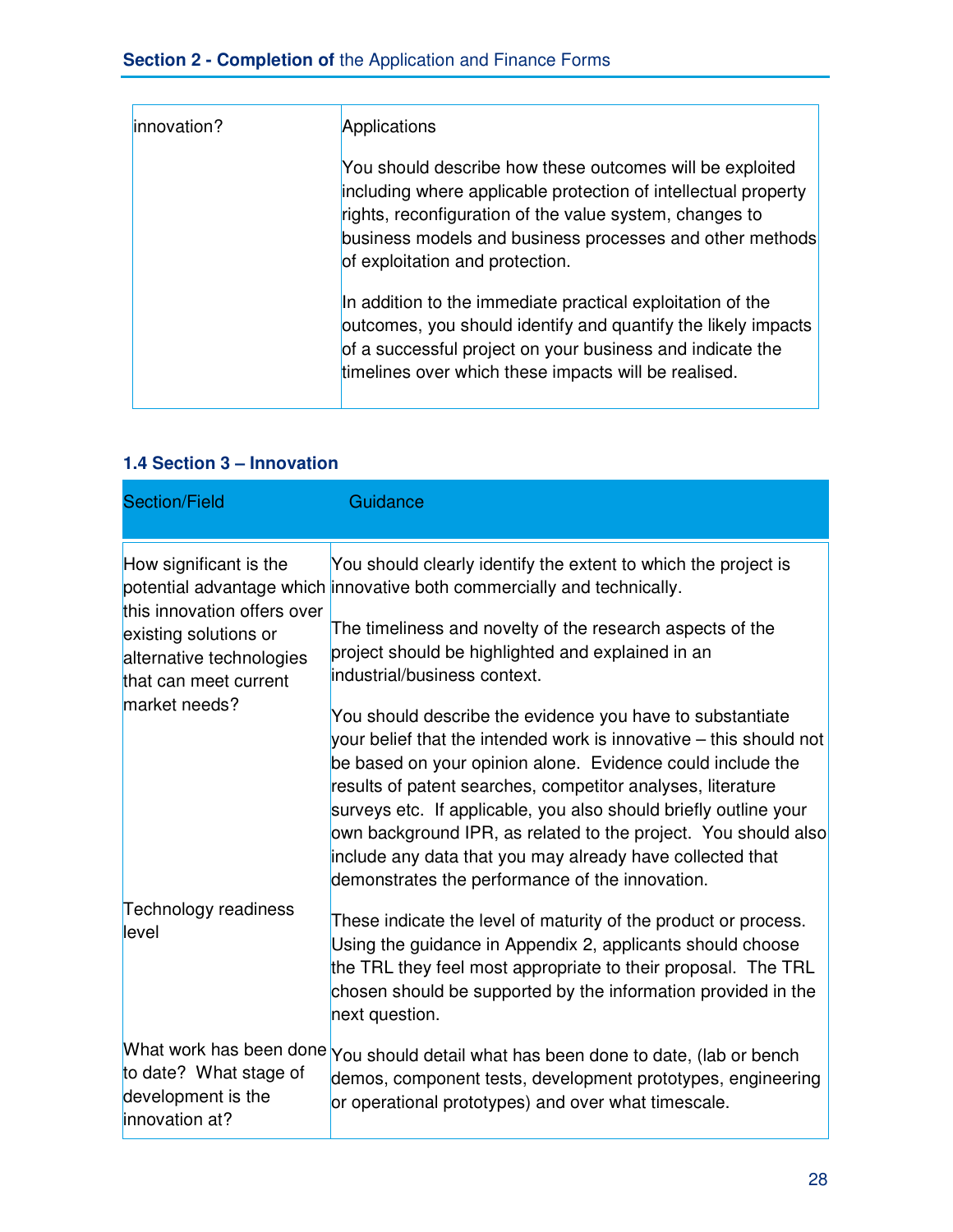| | |
|---|---|
| innovation? | Applications<br><br>You should describe how these outcomes will be exploited including where applicable protection of intellectual property rights, reconfiguration of the value system, changes to business models and business processes and other methods of exploitation and protection.<br><br>In addition to the immediate practical exploitation of the outcomes, you should identify and quantify the likely impacts of a successful project on your business and indicate the timelines over which these impacts will be realised. |

### 1.4 Section 3 – Innovation

| Section/Field | Guidance |
|---|---|
| How significant is the potential advantage which this innovation offers over existing solutions or alternative technologies that can meet current market needs? | You should clearly identify the extent to which the project is innovative both commercially and technically.<br><br>The timeliness and novelty of the research aspects of the project should be highlighted and explained in an industrial/business context.<br><br>You should describe the evidence you have to substantiate your belief that the intended work is innovative – this should not be based on your opinion alone. Evidence could include the results of patent searches, competitor analyses, literature surveys etc. If applicable, you also should briefly outline your own background IPR, as related to the project. You should also include any data that you may already have collected that demonstrates the performance of the innovation. |
| Technology readiness level | These indicate the level of maturity of the product or process. Using the guidance in Appendix 2, applicants should choose the TRL they feel most appropriate to their proposal. The TRL chosen should be supported by the information provided in the next question. |
| What work has been done to date? What stage of development is the innovation at? | You should detail what has been done to date, (lab or bench demos, component tests, development prototypes, engineering or operational prototypes) and over what timescale. |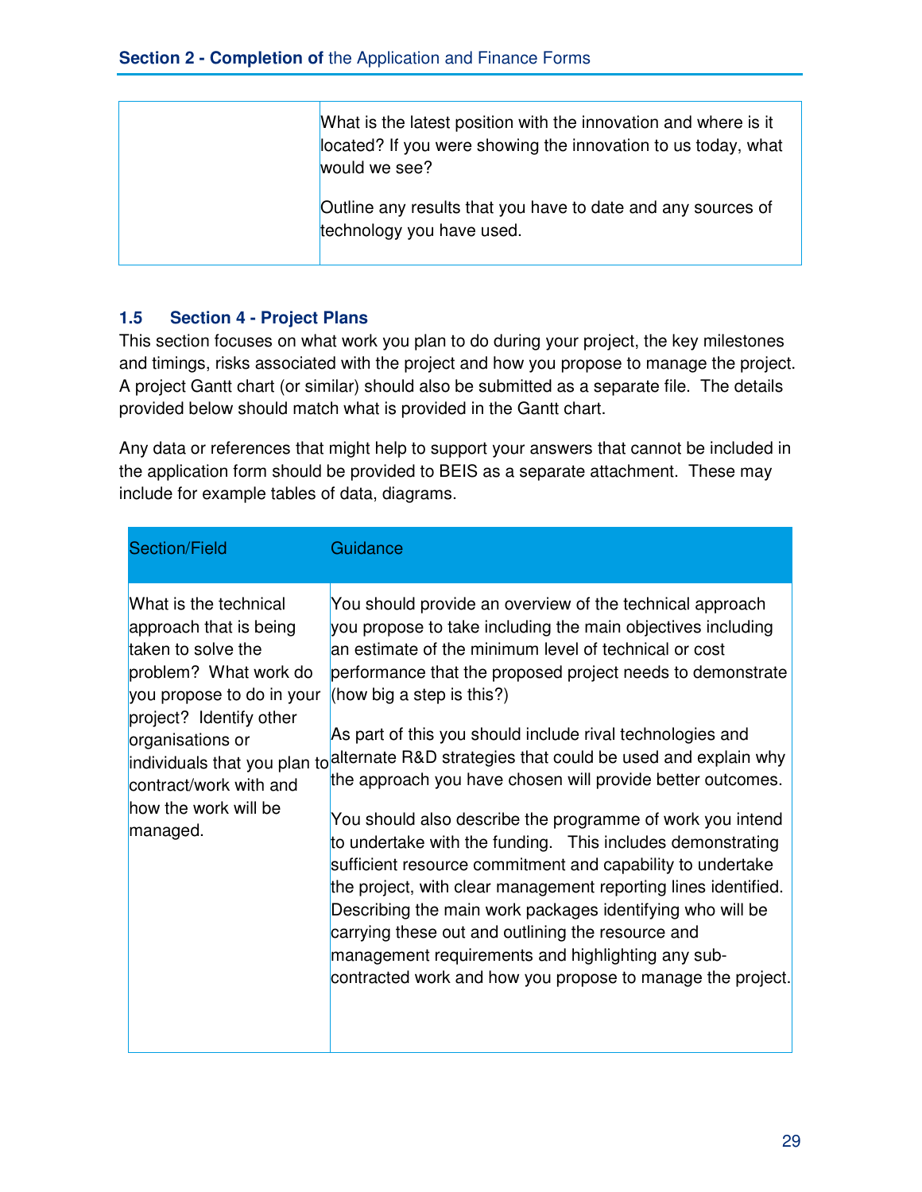| | |
|---|---|
| | What is the latest position with the innovation and where is it located? If you were showing the innovation to us today, what would we see?<br><br>Outline any results that you have to date and any sources of technology you have used. |

### 1.5 Section 4 - Project Plans

This section focuses on what work you plan to do during your project, the key milestones and timings, risks associated with the project and how you propose to manage the project. A project Gantt chart (or similar) should also be submitted as a separate file. The details provided below should match what is provided in the Gantt chart.

Any data or references that might help to support your answers that cannot be included in the application form should be provided to BEIS as a separate attachment. These may include for example tables of data, diagrams.

| Section/Field | Guidance |
|---|---|
| What is the technical approach that is being taken to solve the problem? What work do you propose to do in your project? Identify other organisations or individuals that you plan to contract/work with and how the work will be managed. | You should provide an overview of the technical approach you propose to take including the main objectives including an estimate of the minimum level of technical or cost performance that the proposed project needs to demonstrate (how big a step is this?)<br><br>As part of this you should include rival technologies and alternate R&D strategies that could be used and explain why the approach you have chosen will provide better outcomes.<br><br>You should also describe the programme of work you intend to undertake with the funding. This includes demonstrating sufficient resource commitment and capability to undertake the project, with clear management reporting lines identified. Describing the main work packages identifying who will be carrying these out and outlining the resource and management requirements and highlighting any sub-contracted work and how you propose to manage the project. |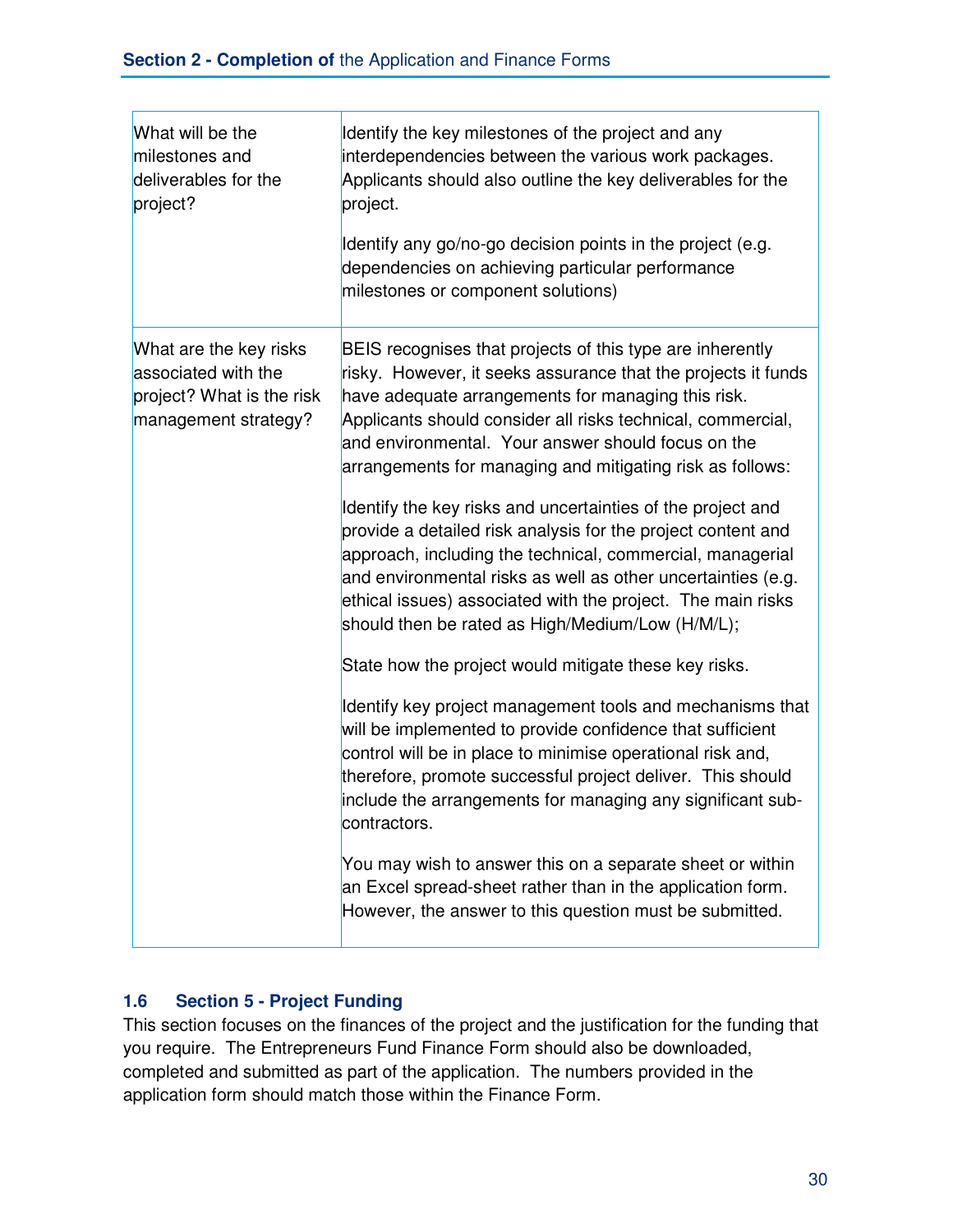| What will be the milestones and deliverables for the project? | Identify the key milestones of the project and any interdependencies between the various work packages. Applicants should also outline the key deliverables for the project.<br><br>Identify any go/no-go decision points in the project (e.g. dependencies on achieving particular performance milestones or component solutions) |
|---|---|
| What are the key risks associated with the project? What is the risk management strategy? | BEIS recognises that projects of this type are inherently risky. However, it seeks assurance that the projects it funds have adequate arrangements for managing this risk. Applicants should consider all risks technical, commercial, and environmental. Your answer should focus on the arrangements for managing and mitigating risk as follows:<br><br>Identify the key risks and uncertainties of the project and provide a detailed risk analysis for the project content and approach, including the technical, commercial, managerial and environmental risks as well as other uncertainties (e.g. ethical issues) associated with the project. The main risks should then be rated as High/Medium/Low (H/M/L);<br><br>State how the project would mitigate these key risks.<br><br>Identify key project management tools and mechanisms that will be implemented to provide confidence that sufficient control will be in place to minimise operational risk and, therefore, promote successful project deliver. This should include the arrangements for managing any significant sub-contractors.<br><br>You may wish to answer this on a separate sheet or within an Excel spread-sheet rather than in the application form. However, the answer to this question must be submitted. |

### 1.6 Section 5 - Project Funding

This section focuses on the finances of the project and the justification for the funding that you require. The Entrepreneurs Fund Finance Form should also be downloaded, completed and submitted as part of the application. The numbers provided in the application form should match those within the Finance Form.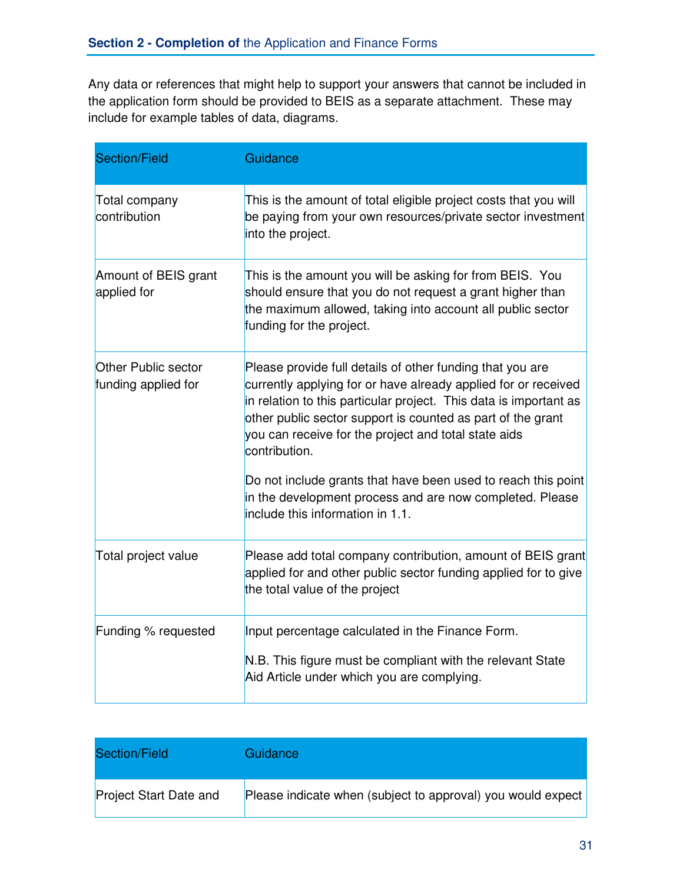Any data or references that might help to support your answers that cannot be included in the application form should be provided to BEIS as a separate attachment.  These may include for example tables of data, diagrams.

| Section/Field | Guidance |
| --- | --- |
| Total company contribution | This is the amount of total eligible project costs that you will be paying from your own resources/private sector investment into the project. |
| Amount of BEIS grant applied for | This is the amount you will be asking for from BEIS.  You should ensure that you do not request a grant higher than the maximum allowed, taking into account all public sector funding for the project. |
| Other Public sector funding applied for | Please provide full details of other funding that you are currently applying for or have already applied for or received in relation to this particular project.  This data is important as other public sector support is counted as part of the grant you can receive for the project and total state aids contribution.<br><br>Do not include grants that have been used to reach this point in the development process and are now completed. Please include this information in 1.1. |
| Total project value | Please add total company contribution, amount of BEIS grant applied for and other public sector funding applied for to give the total value of the project |
| Funding % requested | Input percentage calculated in the Finance Form.<br><br>N.B. This figure must be compliant with the relevant State Aid Article under which you are complying. |

| Section/Field | Guidance |
| --- | --- |
| Project Start Date and | Please indicate when (subject to approval) you would expect |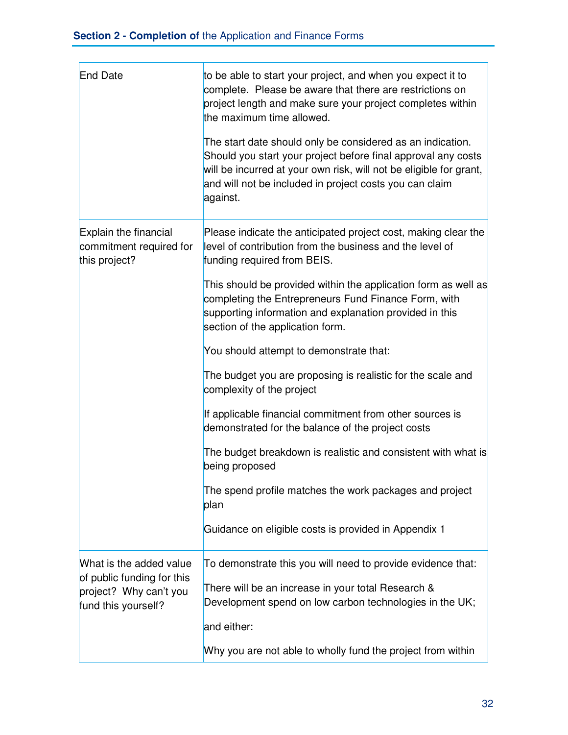| | |
|---|---|
| End Date | to be able to start your project, and when you expect it to complete. Please be aware that there are restrictions on project length and make sure your project completes within the maximum time allowed.<br><br>The start date should only be considered as an indication. Should you start your project before final approval any costs will be incurred at your own risk, will not be eligible for grant, and will not be included in project costs you can claim against. |
| Explain the financial commitment required for this project? | Please indicate the anticipated project cost, making clear the level of contribution from the business and the level of funding required from BEIS.<br><br>This should be provided within the application form as well as completing the Entrepreneurs Fund Finance Form, with supporting information and explanation provided in this section of the application form.<br><br>You should attempt to demonstrate that:<br><br>The budget you are proposing is realistic for the scale and complexity of the project<br><br>If applicable financial commitment from other sources is demonstrated for the balance of the project costs<br><br>The budget breakdown is realistic and consistent with what is being proposed<br><br>The spend profile matches the work packages and project plan<br><br>Guidance on eligible costs is provided in Appendix 1 |
| What is the added value of public funding for this project? Why can't you fund this yourself? | To demonstrate this you will need to provide evidence that:<br><br>There will be an increase in your total Research & Development spend on low carbon technologies in the UK;<br><br>and either:<br><br>Why you are not able to wholly fund the project from within |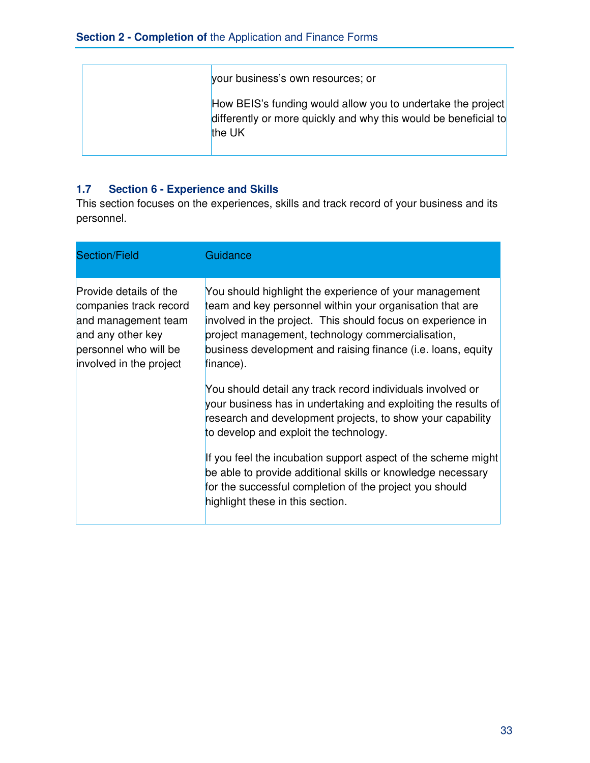| | |
|---|---|
| | your business's own resources; or<br><br>How BEIS's funding would allow you to undertake the project differently or more quickly and why this would be beneficial to the UK |

### 1.7 Section 6 - Experience and Skills

This section focuses on the experiences, skills and track record of your business and its personnel.

| Section/Field | Guidance |
|---|---|
| Provide details of the companies track record and management team and any other key personnel who will be involved in the project | You should highlight the experience of your management team and key personnel within your organisation that are involved in the project. This should focus on experience in project management, technology commercialisation, business development and raising finance (i.e. loans, equity finance).<br><br>You should detail any track record individuals involved or your business has in undertaking and exploiting the results of research and development projects, to show your capability to develop and exploit the technology.<br><br>If you feel the incubation support aspect of the scheme might be able to provide additional skills or knowledge necessary for the successful completion of the project you should highlight these in this section. |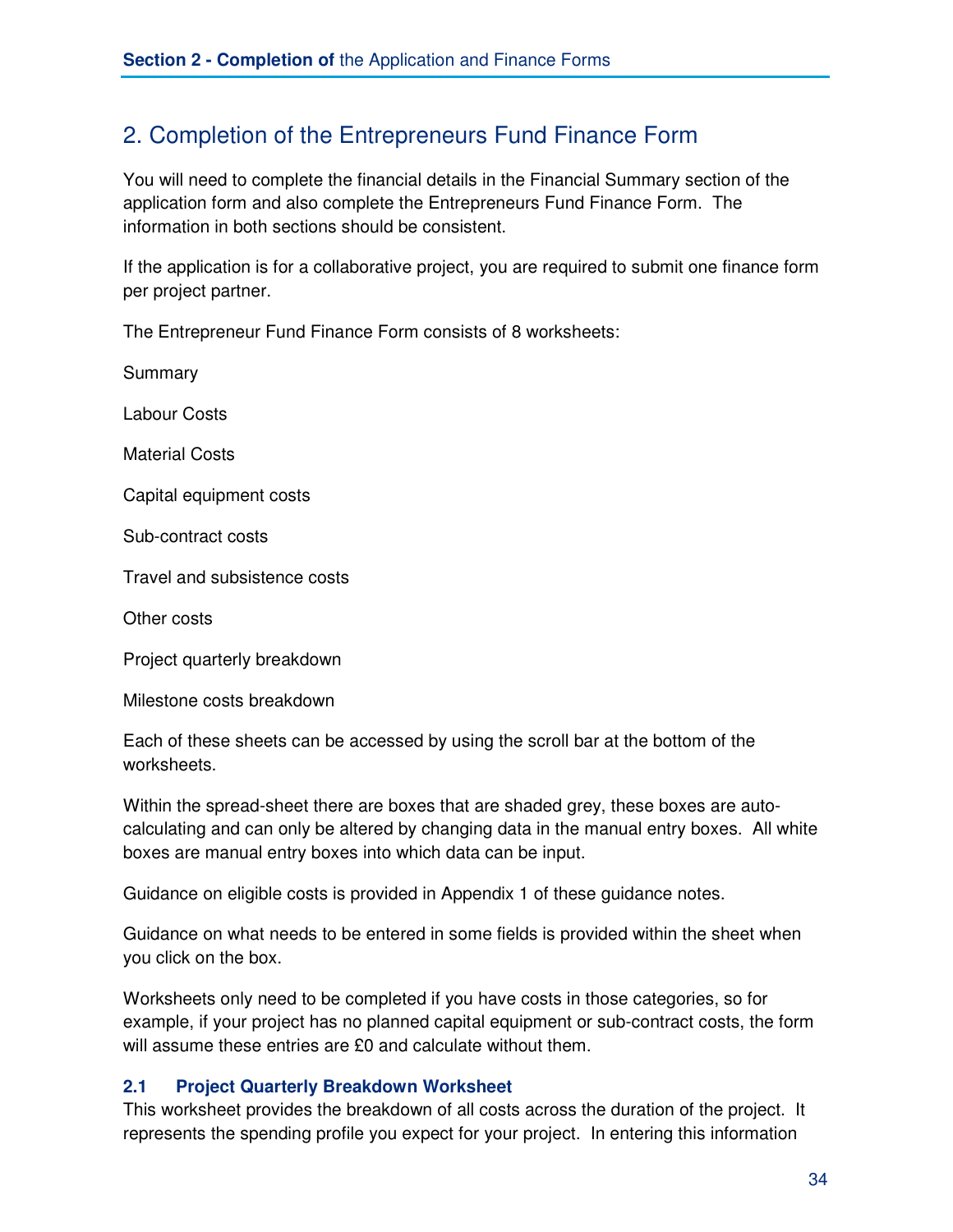## 2. Completion of the Entrepreneurs Fund Finance Form

You will need to complete the financial details in the Financial Summary section of the application form and also complete the Entrepreneurs Fund Finance Form. The information in both sections should be consistent.

If the application is for a collaborative project, you are required to submit one finance form per project partner.

The Entrepreneur Fund Finance Form consists of 8 worksheets:

Summary

Labour Costs

Material Costs

Capital equipment costs

Sub-contract costs

Travel and subsistence costs

Other costs

Project quarterly breakdown

Milestone costs breakdown

Each of these sheets can be accessed by using the scroll bar at the bottom of the worksheets.

Within the spread-sheet there are boxes that are shaded grey, these boxes are auto-calculating and can only be altered by changing data in the manual entry boxes. All white boxes are manual entry boxes into which data can be input.

Guidance on eligible costs is provided in Appendix 1 of these guidance notes.

Guidance on what needs to be entered in some fields is provided within the sheet when you click on the box.

Worksheets only need to be completed if you have costs in those categories, so for example, if your project has no planned capital equipment or sub-contract costs, the form will assume these entries are £0 and calculate without them.

### 2.1 Project Quarterly Breakdown Worksheet

This worksheet provides the breakdown of all costs across the duration of the project. It represents the spending profile you expect for your project. In entering this information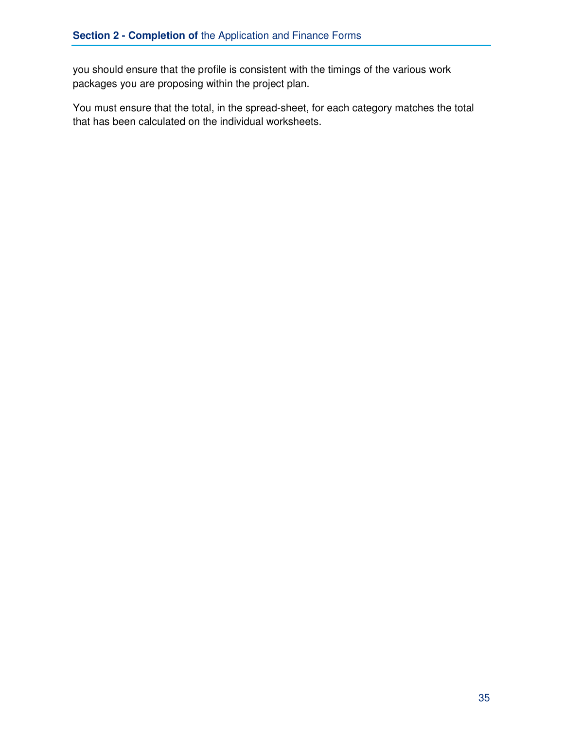you should ensure that the profile is consistent with the timings of the various work packages you are proposing within the project plan.

You must ensure that the total, in the spread-sheet, for each category matches the total that has been calculated on the individual worksheets.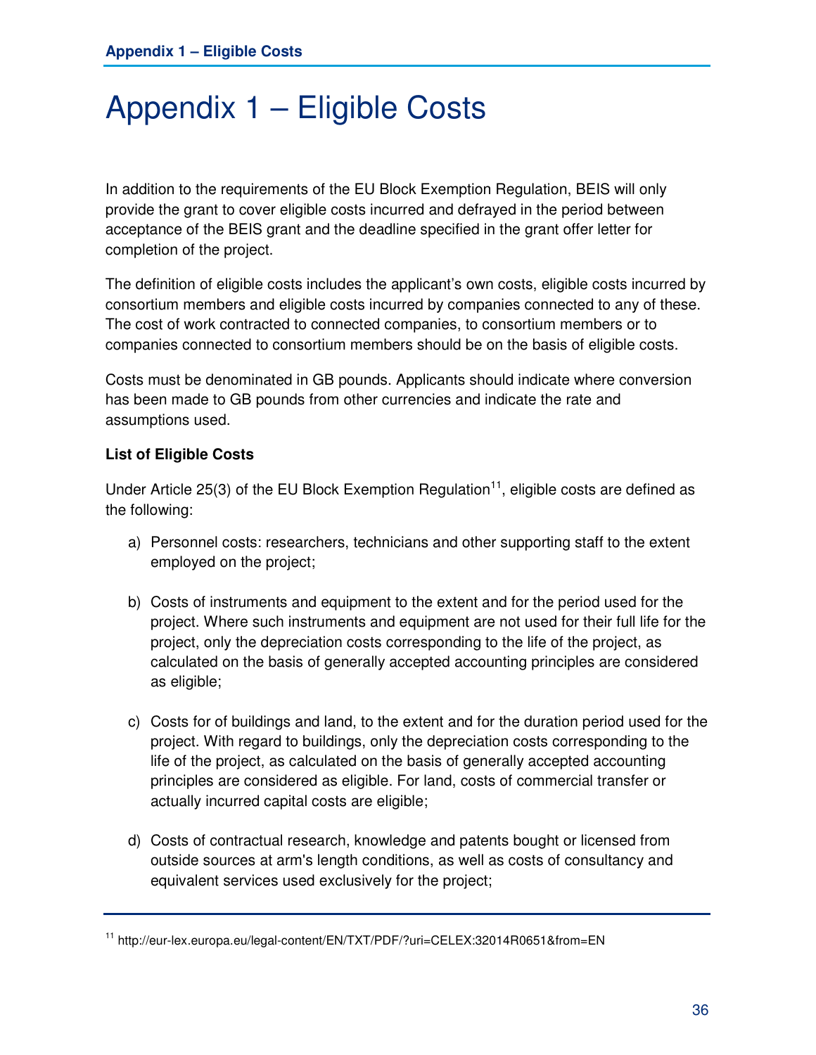# Appendix 1 – Eligible Costs

In addition to the requirements of the EU Block Exemption Regulation, BEIS will only provide the grant to cover eligible costs incurred and defrayed in the period between acceptance of the BEIS grant and the deadline specified in the grant offer letter for completion of the project.

The definition of eligible costs includes the applicant's own costs, eligible costs incurred by consortium members and eligible costs incurred by companies connected to any of these. The cost of work contracted to connected companies, to consortium members or to companies connected to consortium members should be on the basis of eligible costs.

Costs must be denominated in GB pounds. Applicants should indicate where conversion has been made to GB pounds from other currencies and indicate the rate and assumptions used.

**List of Eligible Costs**

Under Article 25(3) of the EU Block Exemption Regulation[11], eligible costs are defined as the following:

a) Personnel costs: researchers, technicians and other supporting staff to the extent employed on the project;

b) Costs of instruments and equipment to the extent and for the period used for the project. Where such instruments and equipment are not used for their full life for the project, only the depreciation costs corresponding to the life of the project, as calculated on the basis of generally accepted accounting principles are considered as eligible;

c) Costs for of buildings and land, to the extent and for the duration period used for the project. With regard to buildings, only the depreciation costs corresponding to the life of the project, as calculated on the basis of generally accepted accounting principles are considered as eligible. For land, costs of commercial transfer or actually incurred capital costs are eligible;

d) Costs of contractual research, knowledge and patents bought or licensed from outside sources at arm's length conditions, as well as costs of consultancy and equivalent services used exclusively for the project;

[11] http://eur-lex.europa.eu/legal-content/EN/TXT/PDF/?uri=CELEX:32014R0651&from=EN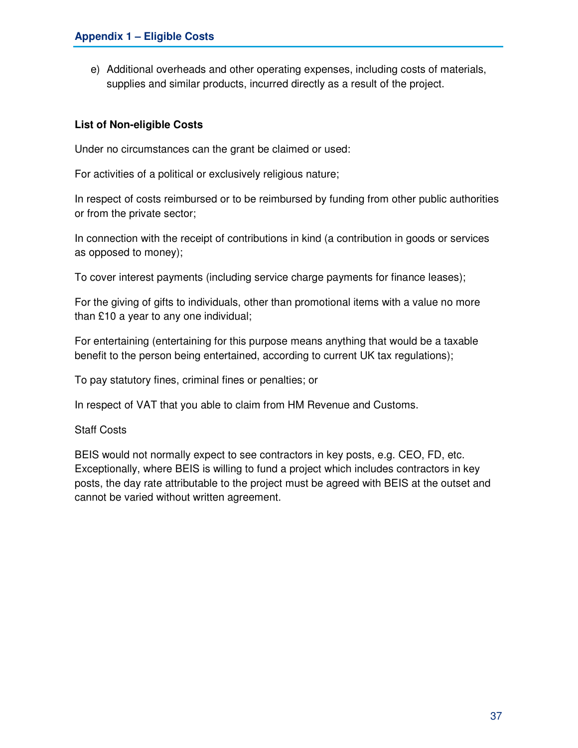e) Additional overheads and other operating expenses, including costs of materials, supplies and similar products, incurred directly as a result of the project.

**List of Non-eligible Costs**

Under no circumstances can the grant be claimed or used:

For activities of a political or exclusively religious nature;

In respect of costs reimbursed or to be reimbursed by funding from other public authorities or from the private sector;

In connection with the receipt of contributions in kind (a contribution in goods or services as opposed to money);

To cover interest payments (including service charge payments for finance leases);

For the giving of gifts to individuals, other than promotional items with a value no more than £10 a year to any one individual;

For entertaining (entertaining for this purpose means anything that would be a taxable benefit to the person being entertained, according to current UK tax regulations);

To pay statutory fines, criminal fines or penalties; or

In respect of VAT that you able to claim from HM Revenue and Customs.

Staff Costs

BEIS would not normally expect to see contractors in key posts, e.g. CEO, FD, etc. Exceptionally, where BEIS is willing to fund a project which includes contractors in key posts, the day rate attributable to the project must be agreed with BEIS at the outset and cannot be varied without written agreement.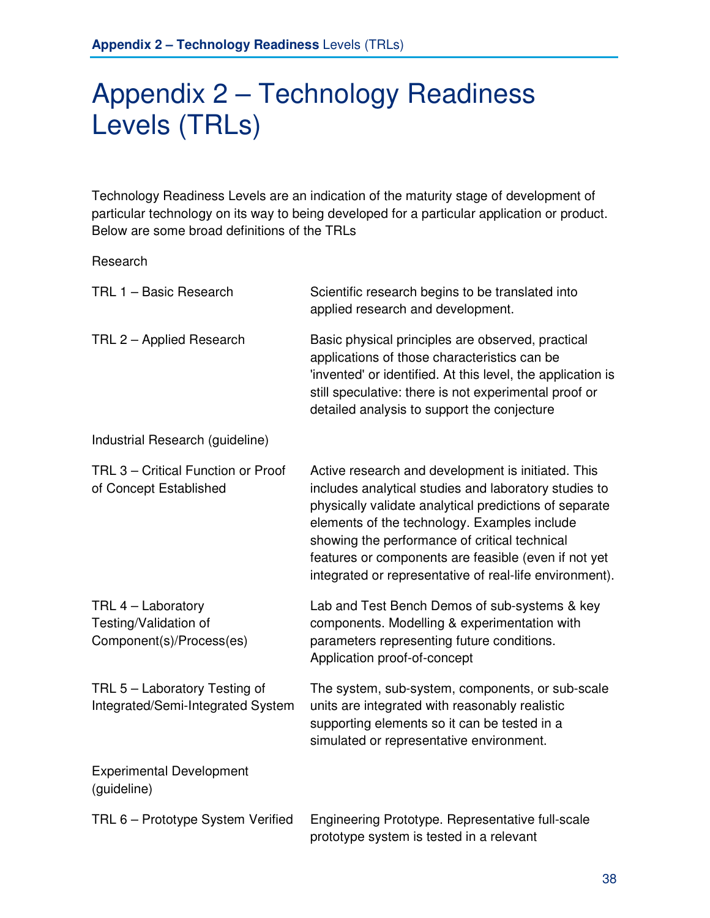# Appendix 2 – Technology Readiness Levels (TRLs)

Technology Readiness Levels are an indication of the maturity stage of development of particular technology on its way to being developed for a particular application or product. Below are some broad definitions of the TRLs

Research

| | |
|---|---|
| TRL 1 – Basic Research | Scientific research begins to be translated into applied research and development. |
| TRL 2 – Applied Research | Basic physical principles are observed, practical applications of those characteristics can be 'invented' or identified. At this level, the application is still speculative: there is not experimental proof or detailed analysis to support the conjecture |

Industrial Research (guideline)

| | |
|---|---|
| TRL 3 – Critical Function or Proof of Concept Established | Active research and development is initiated. This includes analytical studies and laboratory studies to physically validate analytical predictions of separate elements of the technology. Examples include showing the performance of critical technical features or components are feasible (even if not yet integrated or representative of real-life environment). |
| TRL 4 – Laboratory Testing/Validation of Component(s)/Process(es) | Lab and Test Bench Demos of sub-systems & key components. Modelling & experimentation with parameters representing future conditions. Application proof-of-concept |
| TRL 5 – Laboratory Testing of Integrated/Semi-Integrated System | The system, sub-system, components, or sub-scale units are integrated with reasonably realistic supporting elements so it can be tested in a simulated or representative environment. |

Experimental Development (guideline)

| | |
|---|---|
| TRL 6 – Prototype System Verified | Engineering Prototype. Representative full-scale prototype system is tested in a relevant |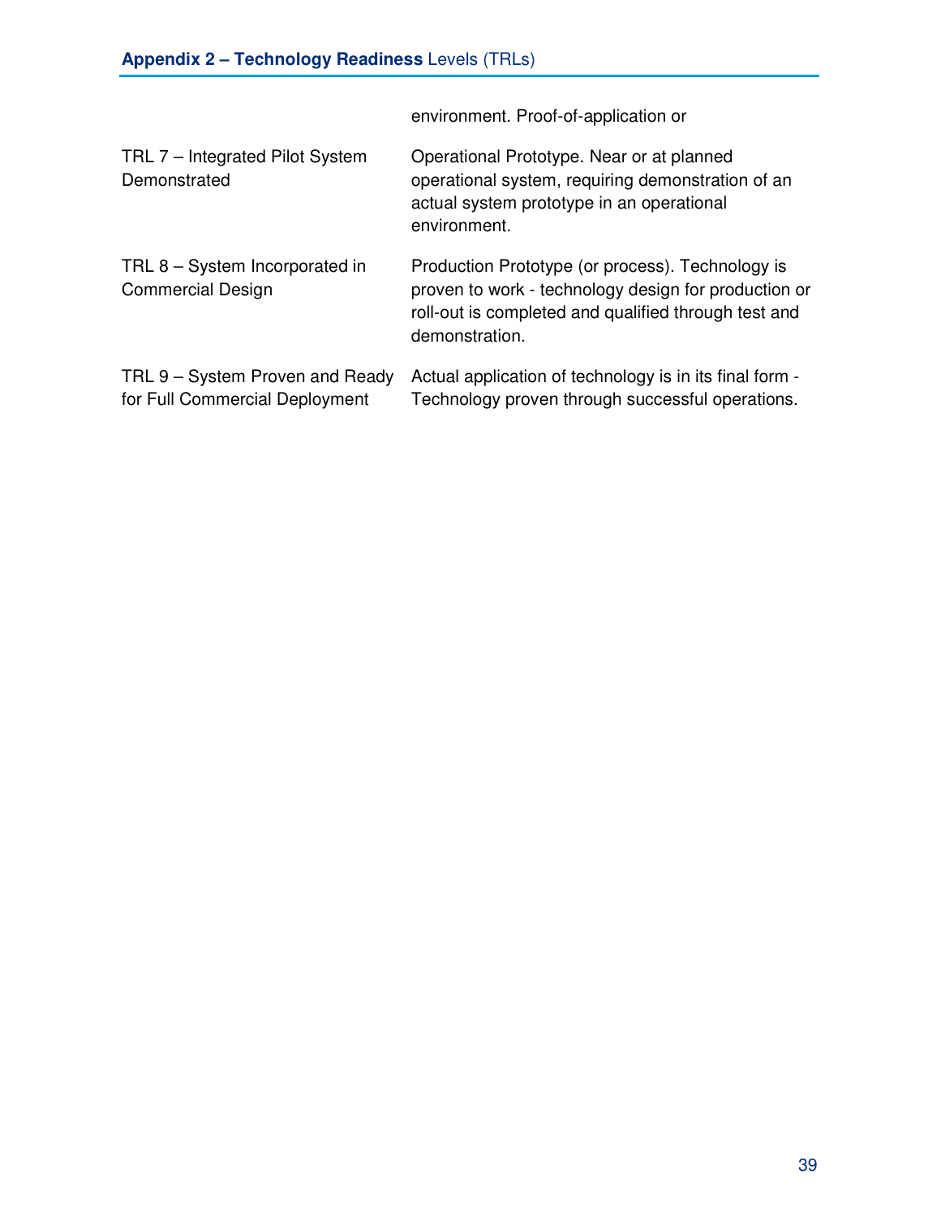| | |
|---|---|
| | environment. Proof-of-application or |
| TRL 7 – Integrated Pilot System Demonstrated | Operational Prototype. Near or at planned operational system, requiring demonstration of an actual system prototype in an operational environment. |
| TRL 8 – System Incorporated in Commercial Design | Production Prototype (or process). Technology is proven to work - technology design for production or roll-out is completed and qualified through test and demonstration. |
| TRL 9 – System Proven and Ready for Full Commercial Deployment | Actual application of technology is in its final form - Technology proven through successful operations. |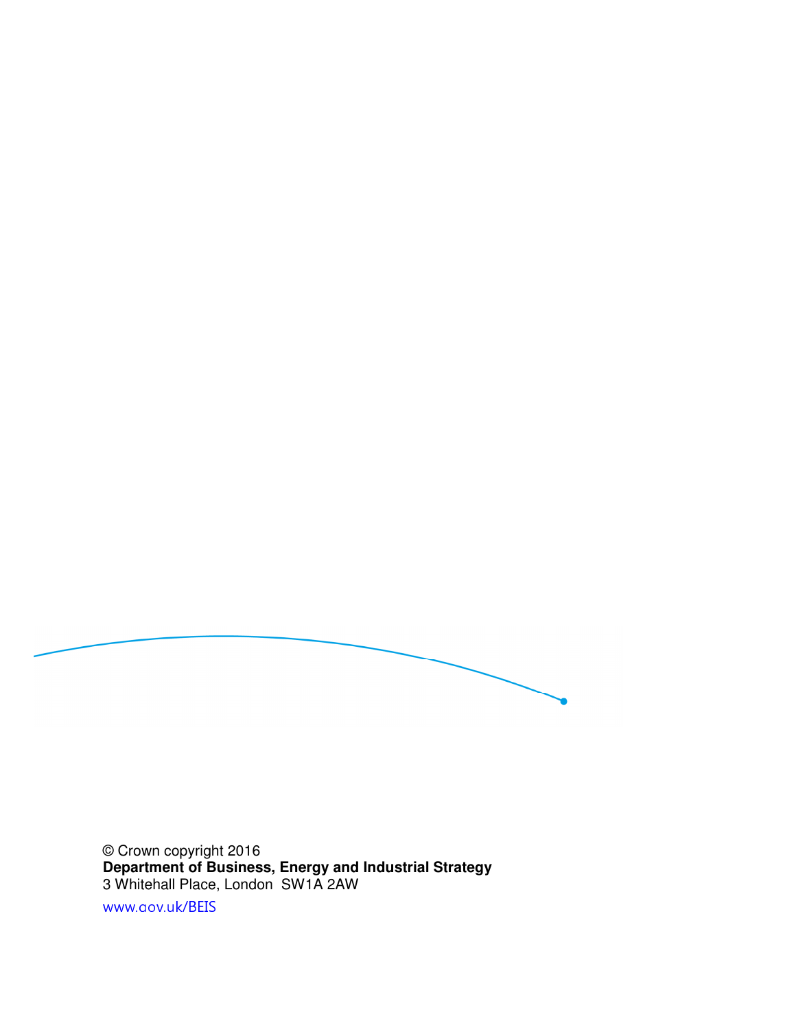© Crown copyright 2016
**Department of Business, Energy and Industrial Strategy**
3 Whitehall Place, London SW1A 2AW

www.gov.uk/BEIS